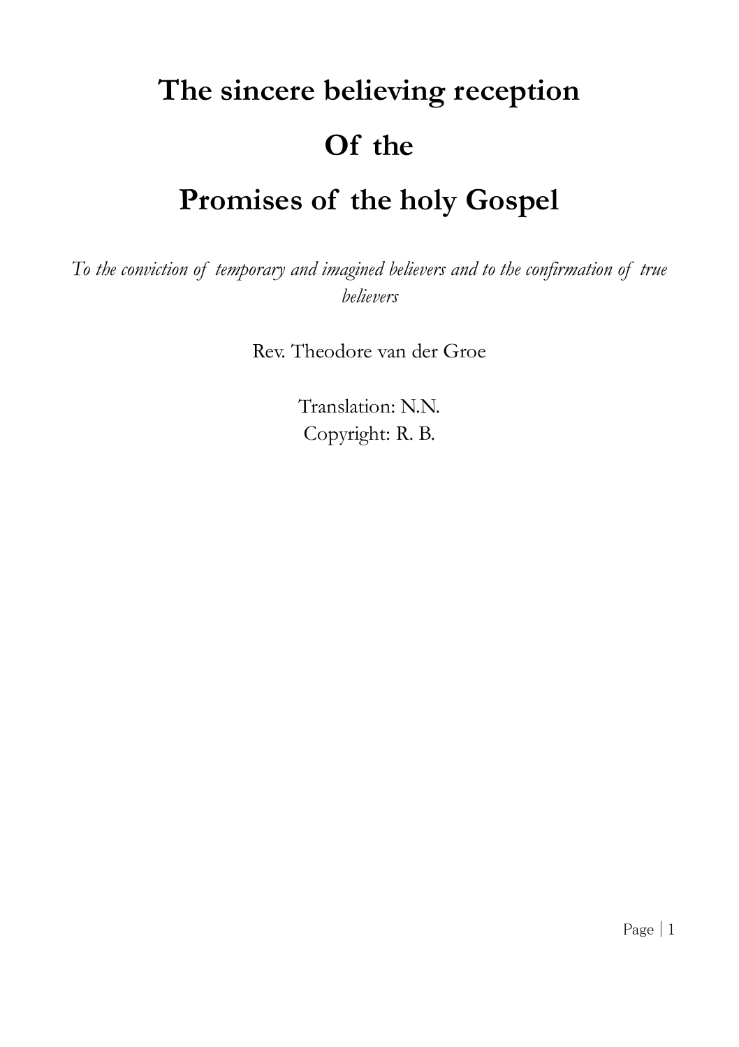# The sincere believing reception

# Of the

# Promises of the holy Gospel

*To the conviction of temporary and imagined believers and to the confirmation of true believers*

Rev. Theodore van der Groe

Translation: N.N.
Copyright: R. B.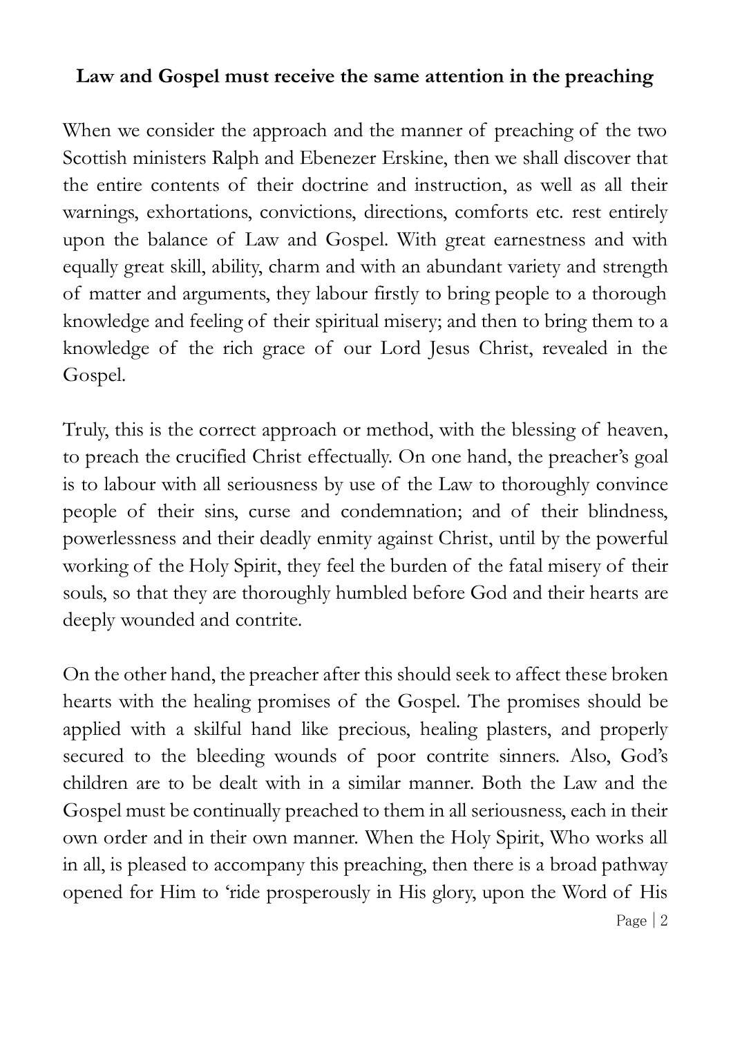## Law and Gospel must receive the same attention in the preaching

When we consider the approach and the manner of preaching of the two Scottish ministers Ralph and Ebenezer Erskine, then we shall discover that the entire contents of their doctrine and instruction, as well as all their warnings, exhortations, convictions, directions, comforts etc. rest entirely upon the balance of Law and Gospel. With great earnestness and with equally great skill, ability, charm and with an abundant variety and strength of matter and arguments, they labour firstly to bring people to a thorough knowledge and feeling of their spiritual misery; and then to bring them to a knowledge of the rich grace of our Lord Jesus Christ, revealed in the Gospel.

Truly, this is the correct approach or method, with the blessing of heaven, to preach the crucified Christ effectually. On one hand, the preacher's goal is to labour with all seriousness by use of the Law to thoroughly convince people of their sins, curse and condemnation; and of their blindness, powerlessness and their deadly enmity against Christ, until by the powerful working of the Holy Spirit, they feel the burden of the fatal misery of their souls, so that they are thoroughly humbled before God and their hearts are deeply wounded and contrite.

On the other hand, the preacher after this should seek to affect these broken hearts with the healing promises of the Gospel. The promises should be applied with a skilful hand like precious, healing plasters, and properly secured to the bleeding wounds of poor contrite sinners. Also, God's children are to be dealt with in a similar manner. Both the Law and the Gospel must be continually preached to them in all seriousness, each in their own order and in their own manner. When the Holy Spirit, Who works all in all, is pleased to accompany this preaching, then there is a broad pathway opened for Him to 'ride prosperously in His glory, upon the Word of His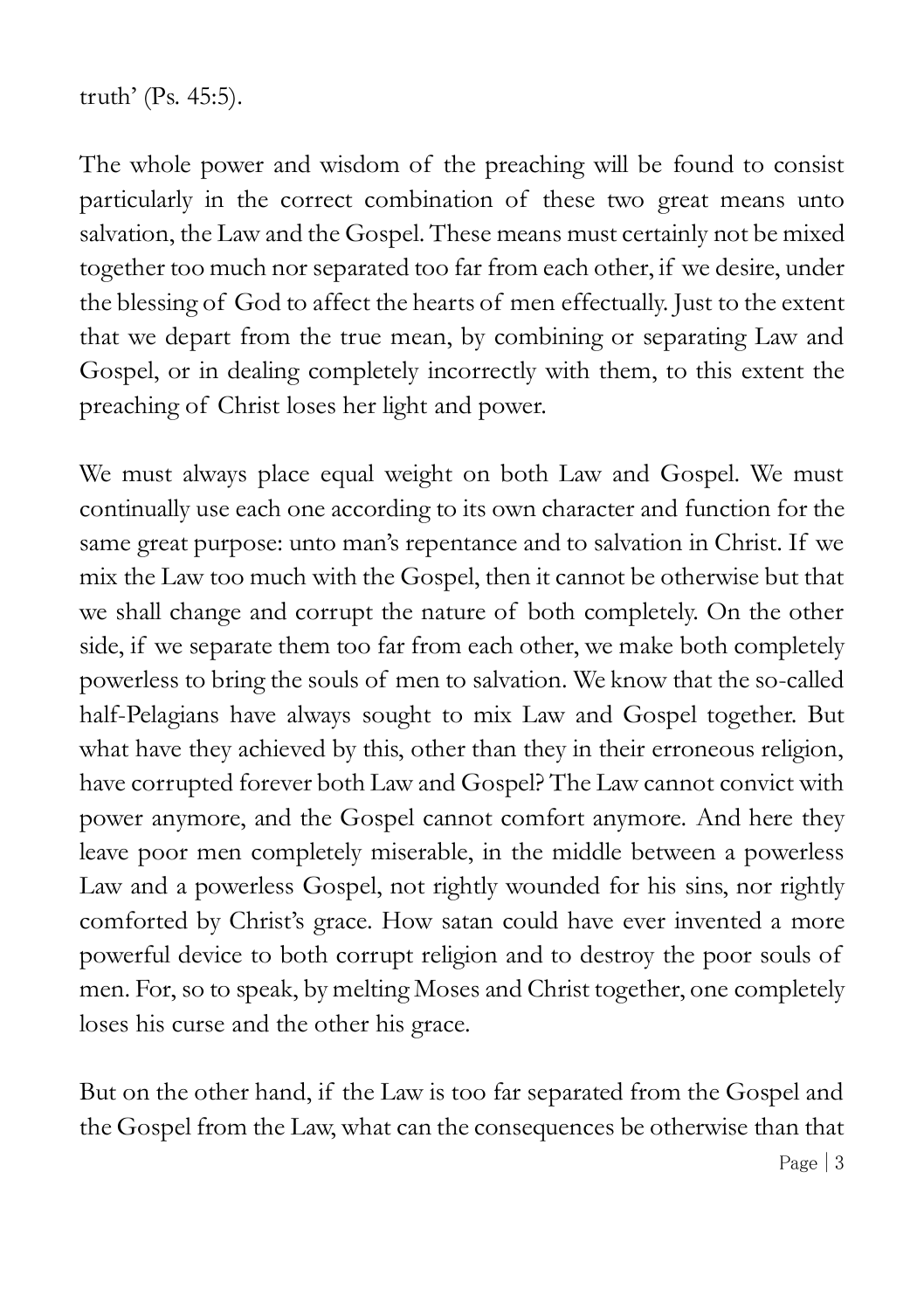truth' (Ps. 45:5).

The whole power and wisdom of the preaching will be found to consist particularly in the correct combination of these two great means unto salvation, the Law and the Gospel. These means must certainly not be mixed together too much nor separated too far from each other, if we desire, under the blessing of God to affect the hearts of men effectually. Just to the extent that we depart from the true mean, by combining or separating Law and Gospel, or in dealing completely incorrectly with them, to this extent the preaching of Christ loses her light and power.

We must always place equal weight on both Law and Gospel. We must continually use each one according to its own character and function for the same great purpose: unto man's repentance and to salvation in Christ. If we mix the Law too much with the Gospel, then it cannot be otherwise but that we shall change and corrupt the nature of both completely. On the other side, if we separate them too far from each other, we make both completely powerless to bring the souls of men to salvation. We know that the so-called half-Pelagians have always sought to mix Law and Gospel together. But what have they achieved by this, other than they in their erroneous religion, have corrupted forever both Law and Gospel? The Law cannot convict with power anymore, and the Gospel cannot comfort anymore. And here they leave poor men completely miserable, in the middle between a powerless Law and a powerless Gospel, not rightly wounded for his sins, nor rightly comforted by Christ's grace. How satan could have ever invented a more powerful device to both corrupt religion and to destroy the poor souls of men. For, so to speak, by melting Moses and Christ together, one completely loses his curse and the other his grace.

But on the other hand, if the Law is too far separated from the Gospel and the Gospel from the Law, what can the consequences be otherwise than that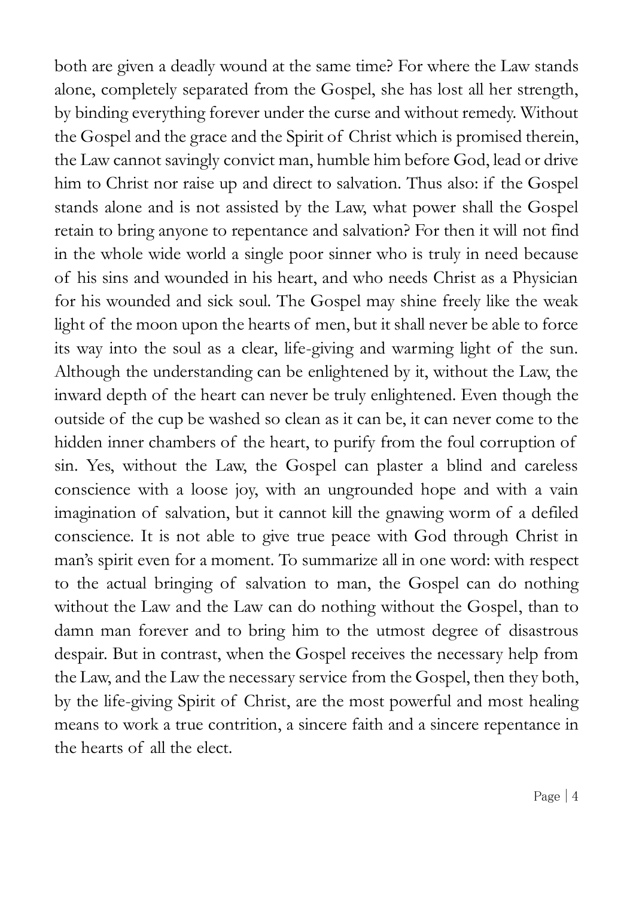both are given a deadly wound at the same time? For where the Law stands alone, completely separated from the Gospel, she has lost all her strength, by binding everything forever under the curse and without remedy. Without the Gospel and the grace and the Spirit of Christ which is promised therein, the Law cannot savingly convict man, humble him before God, lead or drive him to Christ nor raise up and direct to salvation. Thus also: if the Gospel stands alone and is not assisted by the Law, what power shall the Gospel retain to bring anyone to repentance and salvation? For then it will not find in the whole wide world a single poor sinner who is truly in need because of his sins and wounded in his heart, and who needs Christ as a Physician for his wounded and sick soul. The Gospel may shine freely like the weak light of the moon upon the hearts of men, but it shall never be able to force its way into the soul as a clear, life-giving and warming light of the sun. Although the understanding can be enlightened by it, without the Law, the inward depth of the heart can never be truly enlightened. Even though the outside of the cup be washed so clean as it can be, it can never come to the hidden inner chambers of the heart, to purify from the foul corruption of sin. Yes, without the Law, the Gospel can plaster a blind and careless conscience with a loose joy, with an ungrounded hope and with a vain imagination of salvation, but it cannot kill the gnawing worm of a defiled conscience. It is not able to give true peace with God through Christ in man's spirit even for a moment. To summarize all in one word: with respect to the actual bringing of salvation to man, the Gospel can do nothing without the Law and the Law can do nothing without the Gospel, than to damn man forever and to bring him to the utmost degree of disastrous despair. But in contrast, when the Gospel receives the necessary help from the Law, and the Law the necessary service from the Gospel, then they both, by the life-giving Spirit of Christ, are the most powerful and most healing means to work a true contrition, a sincere faith and a sincere repentance in the hearts of all the elect.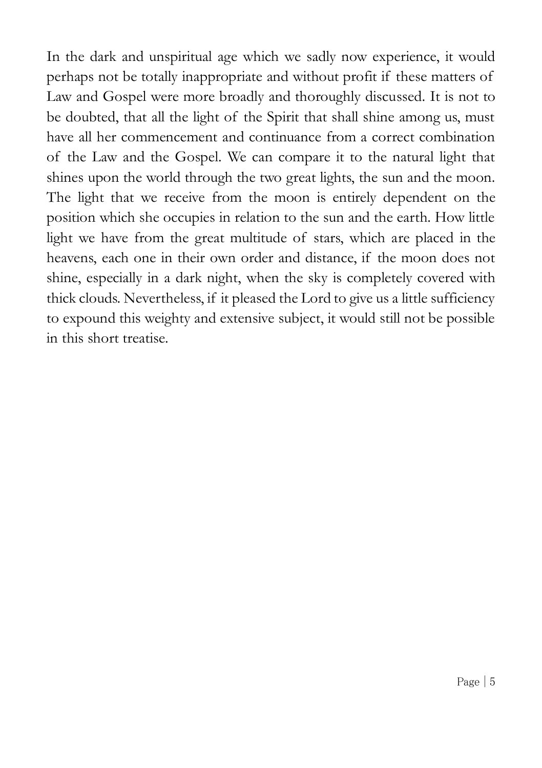In the dark and unspiritual age which we sadly now experience, it would perhaps not be totally inappropriate and without profit if these matters of Law and Gospel were more broadly and thoroughly discussed. It is not to be doubted, that all the light of the Spirit that shall shine among us, must have all her commencement and continuance from a correct combination of the Law and the Gospel. We can compare it to the natural light that shines upon the world through the two great lights, the sun and the moon. The light that we receive from the moon is entirely dependent on the position which she occupies in relation to the sun and the earth. How little light we have from the great multitude of stars, which are placed in the heavens, each one in their own order and distance, if the moon does not shine, especially in a dark night, when the sky is completely covered with thick clouds. Nevertheless, if it pleased the Lord to give us a little sufficiency to expound this weighty and extensive subject, it would still not be possible in this short treatise.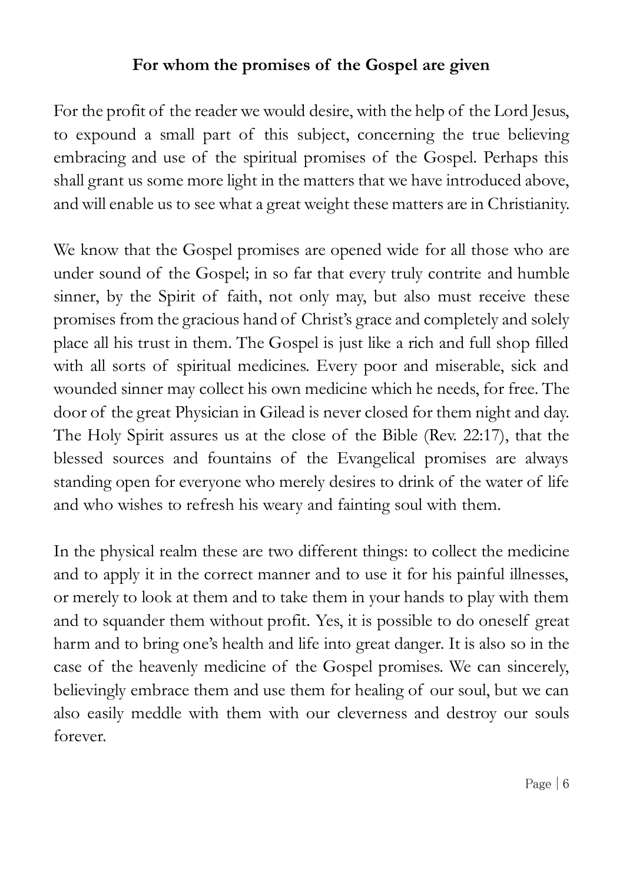## For whom the promises of the Gospel are given

For the profit of the reader we would desire, with the help of the Lord Jesus, to expound a small part of this subject, concerning the true believing embracing and use of the spiritual promises of the Gospel. Perhaps this shall grant us some more light in the matters that we have introduced above, and will enable us to see what a great weight these matters are in Christianity.

We know that the Gospel promises are opened wide for all those who are under sound of the Gospel; in so far that every truly contrite and humble sinner, by the Spirit of faith, not only may, but also must receive these promises from the gracious hand of Christ's grace and completely and solely place all his trust in them. The Gospel is just like a rich and full shop filled with all sorts of spiritual medicines. Every poor and miserable, sick and wounded sinner may collect his own medicine which he needs, for free. The door of the great Physician in Gilead is never closed for them night and day. The Holy Spirit assures us at the close of the Bible (Rev. 22:17), that the blessed sources and fountains of the Evangelical promises are always standing open for everyone who merely desires to drink of the water of life and who wishes to refresh his weary and fainting soul with them.

In the physical realm these are two different things: to collect the medicine and to apply it in the correct manner and to use it for his painful illnesses, or merely to look at them and to take them in your hands to play with them and to squander them without profit. Yes, it is possible to do oneself great harm and to bring one's health and life into great danger. It is also so in the case of the heavenly medicine of the Gospel promises. We can sincerely, believingly embrace them and use them for healing of our soul, but we can also easily meddle with them with our cleverness and destroy our souls forever.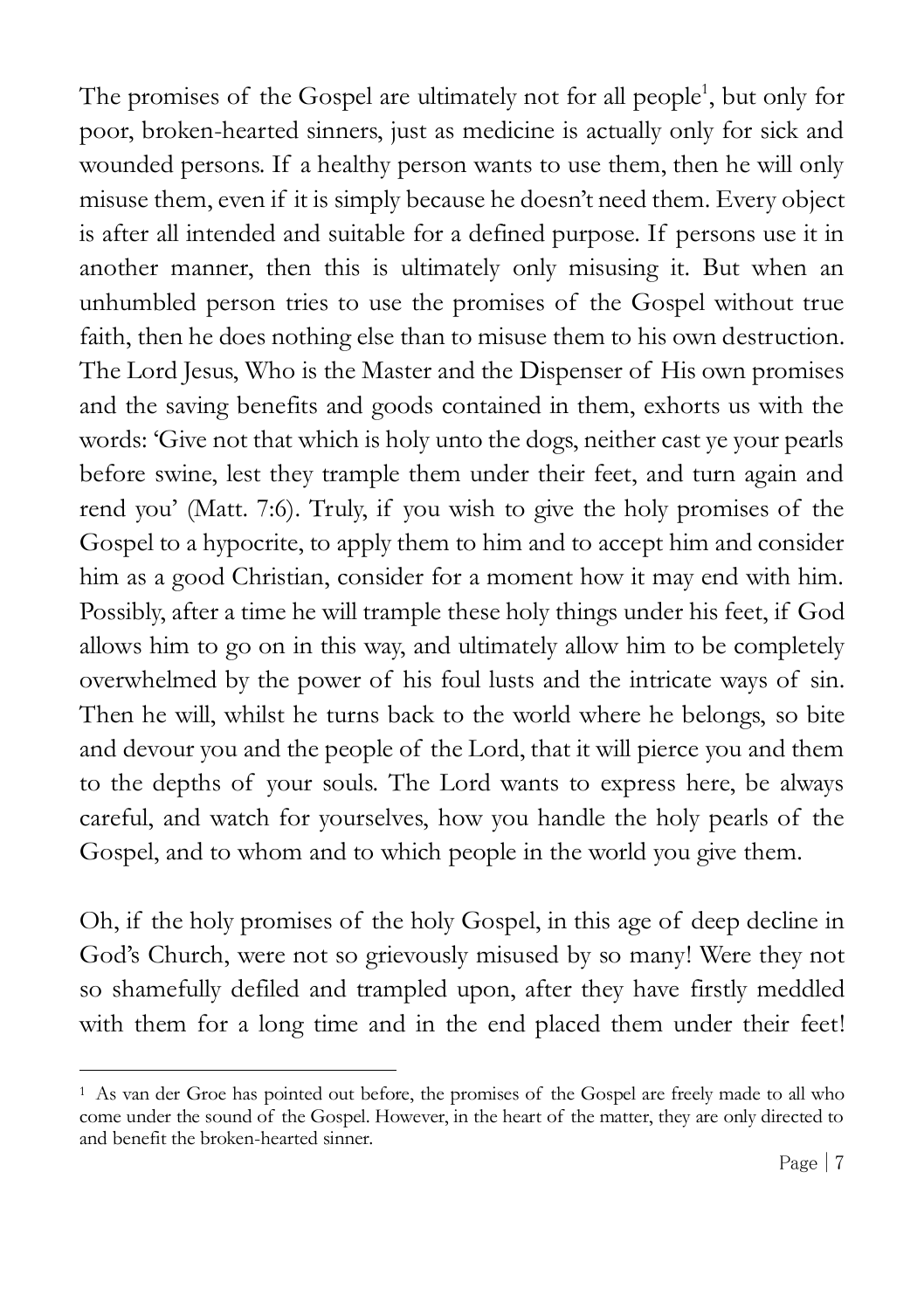The promises of the Gospel are ultimately not for all people[1], but only for poor, broken-hearted sinners, just as medicine is actually only for sick and wounded persons. If a healthy person wants to use them, then he will only misuse them, even if it is simply because he doesn't need them. Every object is after all intended and suitable for a defined purpose. If persons use it in another manner, then this is ultimately only misusing it. But when an unhumbled person tries to use the promises of the Gospel without true faith, then he does nothing else than to misuse them to his own destruction. The Lord Jesus, Who is the Master and the Dispenser of His own promises and the saving benefits and goods contained in them, exhorts us with the words: 'Give not that which is holy unto the dogs, neither cast ye your pearls before swine, lest they trample them under their feet, and turn again and rend you' (Matt. 7:6). Truly, if you wish to give the holy promises of the Gospel to a hypocrite, to apply them to him and to accept him and consider him as a good Christian, consider for a moment how it may end with him. Possibly, after a time he will trample these holy things under his feet, if God allows him to go on in this way, and ultimately allow him to be completely overwhelmed by the power of his foul lusts and the intricate ways of sin. Then he will, whilst he turns back to the world where he belongs, so bite and devour you and the people of the Lord, that it will pierce you and them to the depths of your souls. The Lord wants to express here, be always careful, and watch for yourselves, how you handle the holy pearls of the Gospel, and to whom and to which people in the world you give them.

Oh, if the holy promises of the holy Gospel, in this age of deep decline in God's Church, were not so grievously misused by so many! Were they not so shamefully defiled and trampled upon, after they have firstly meddled with them for a long time and in the end placed them under their feet!

---

[1] As van der Groe has pointed out before, the promises of the Gospel are freely made to all who come under the sound of the Gospel. However, in the heart of the matter, they are only directed to and benefit the broken-hearted sinner.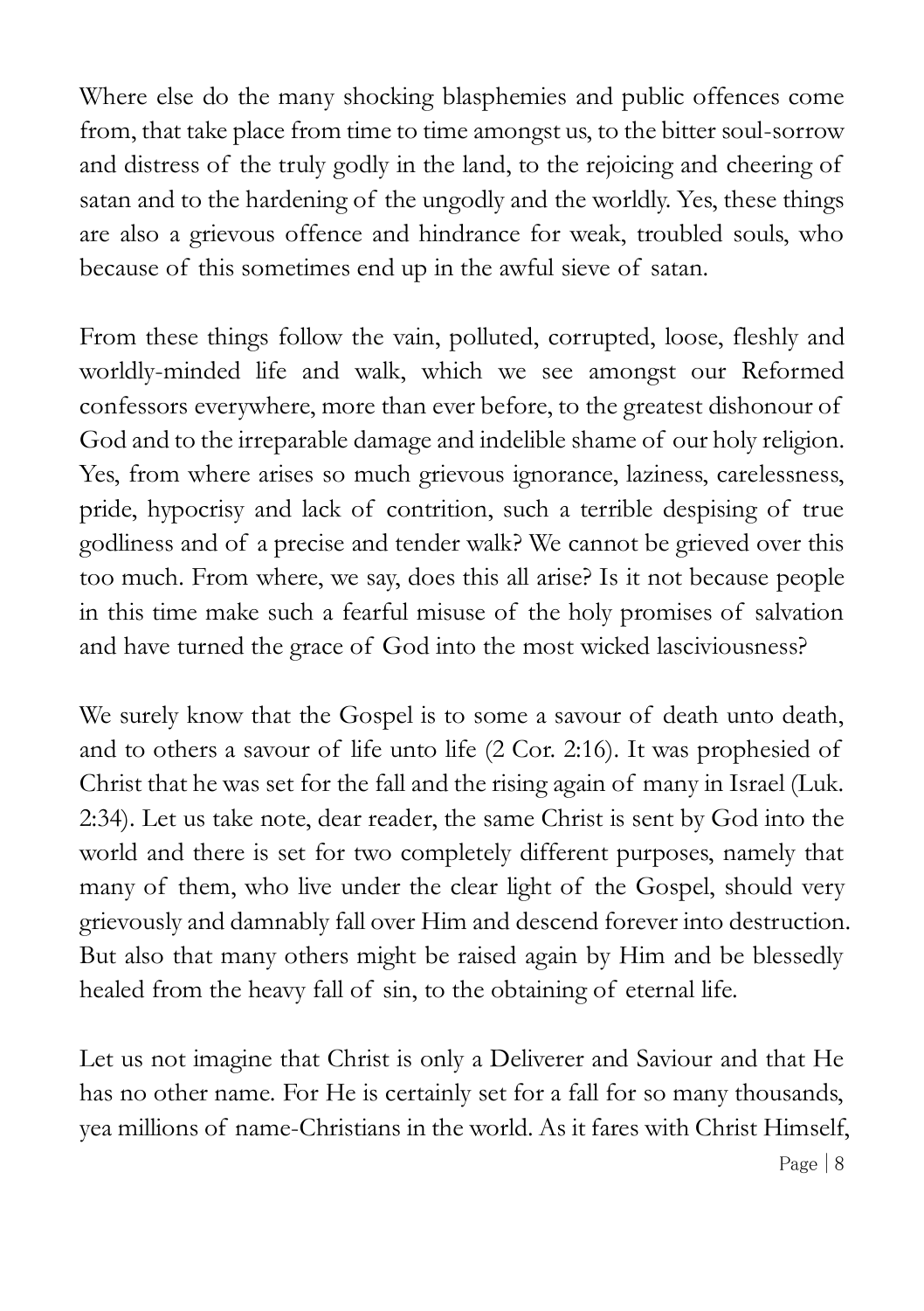Where else do the many shocking blasphemies and public offences come from, that take place from time to time amongst us, to the bitter soul-sorrow and distress of the truly godly in the land, to the rejoicing and cheering of satan and to the hardening of the ungodly and the worldly. Yes, these things are also a grievous offence and hindrance for weak, troubled souls, who because of this sometimes end up in the awful sieve of satan.

From these things follow the vain, polluted, corrupted, loose, fleshly and worldly-minded life and walk, which we see amongst our Reformed confessors everywhere, more than ever before, to the greatest dishonour of God and to the irreparable damage and indelible shame of our holy religion. Yes, from where arises so much grievous ignorance, laziness, carelessness, pride, hypocrisy and lack of contrition, such a terrible despising of true godliness and of a precise and tender walk? We cannot be grieved over this too much. From where, we say, does this all arise? Is it not because people in this time make such a fearful misuse of the holy promises of salvation and have turned the grace of God into the most wicked lasciviousness?

We surely know that the Gospel is to some a savour of death unto death, and to others a savour of life unto life (2 Cor. 2:16). It was prophesied of Christ that he was set for the fall and the rising again of many in Israel (Luk. 2:34). Let us take note, dear reader, the same Christ is sent by God into the world and there is set for two completely different purposes, namely that many of them, who live under the clear light of the Gospel, should very grievously and damnably fall over Him and descend forever into destruction. But also that many others might be raised again by Him and be blessedly healed from the heavy fall of sin, to the obtaining of eternal life.

Let us not imagine that Christ is only a Deliverer and Saviour and that He has no other name. For He is certainly set for a fall for so many thousands, yea millions of name-Christians in the world. As it fares with Christ Himself,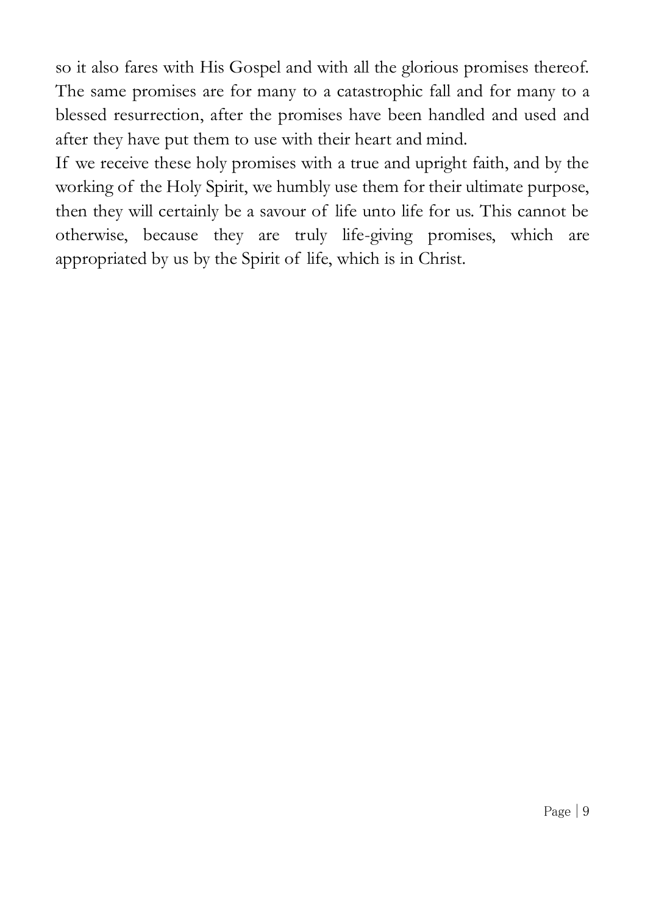so it also fares with His Gospel and with all the glorious promises thereof. The same promises are for many to a catastrophic fall and for many to a blessed resurrection, after the promises have been handled and used and after they have put them to use with their heart and mind.

If we receive these holy promises with a true and upright faith, and by the working of the Holy Spirit, we humbly use them for their ultimate purpose, then they will certainly be a savour of life unto life for us. This cannot be otherwise, because they are truly life-giving promises, which are appropriated by us by the Spirit of life, which is in Christ.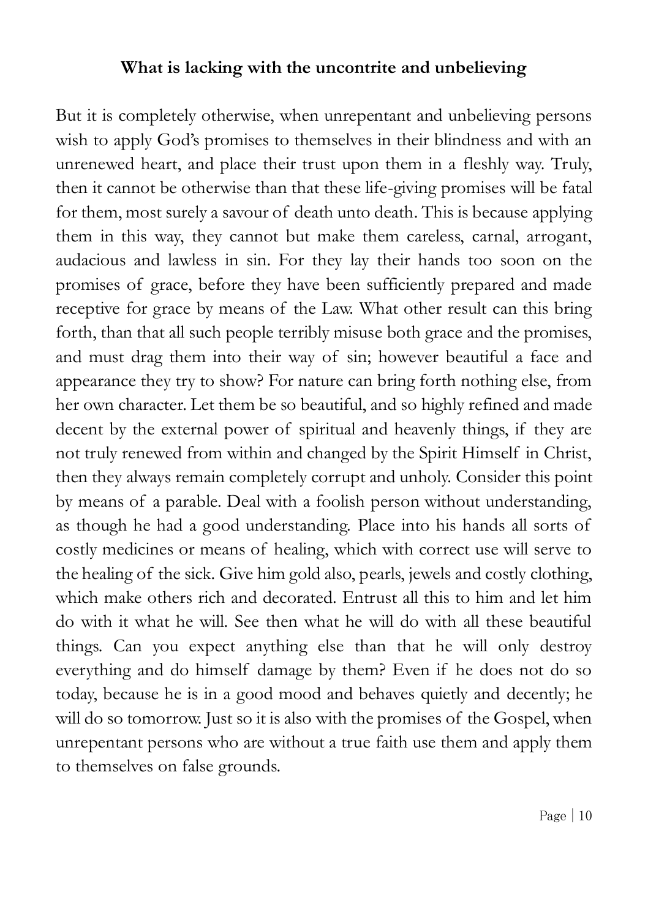## What is lacking with the uncontrite and unbelieving

But it is completely otherwise, when unrepentant and unbelieving persons wish to apply God's promises to themselves in their blindness and with an unrenewed heart, and place their trust upon them in a fleshly way. Truly, then it cannot be otherwise than that these life-giving promises will be fatal for them, most surely a savour of death unto death. This is because applying them in this way, they cannot but make them careless, carnal, arrogant, audacious and lawless in sin. For they lay their hands too soon on the promises of grace, before they have been sufficiently prepared and made receptive for grace by means of the Law. What other result can this bring forth, than that all such people terribly misuse both grace and the promises, and must drag them into their way of sin; however beautiful a face and appearance they try to show? For nature can bring forth nothing else, from her own character. Let them be so beautiful, and so highly refined and made decent by the external power of spiritual and heavenly things, if they are not truly renewed from within and changed by the Spirit Himself in Christ, then they always remain completely corrupt and unholy. Consider this point by means of a parable. Deal with a foolish person without understanding, as though he had a good understanding. Place into his hands all sorts of costly medicines or means of healing, which with correct use will serve to the healing of the sick. Give him gold also, pearls, jewels and costly clothing, which make others rich and decorated. Entrust all this to him and let him do with it what he will. See then what he will do with all these beautiful things. Can you expect anything else than that he will only destroy everything and do himself damage by them? Even if he does not do so today, because he is in a good mood and behaves quietly and decently; he will do so tomorrow. Just so it is also with the promises of the Gospel, when unrepentant persons who are without a true faith use them and apply them to themselves on false grounds.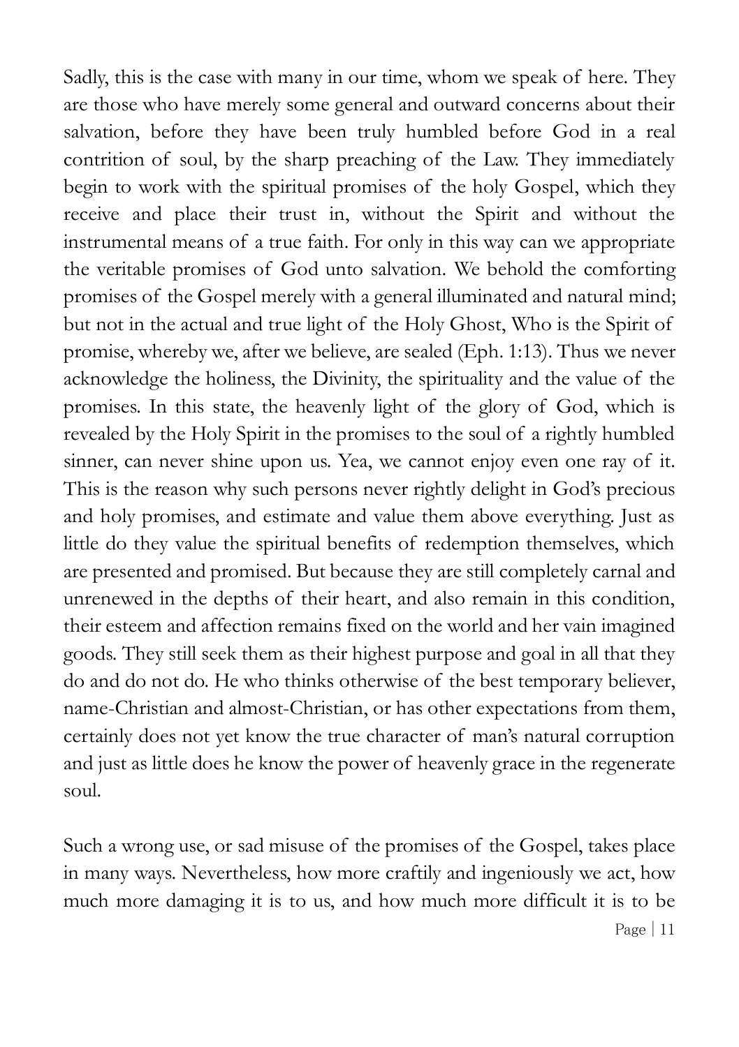Sadly, this is the case with many in our time, whom we speak of here. They are those who have merely some general and outward concerns about their salvation, before they have been truly humbled before God in a real contrition of soul, by the sharp preaching of the Law. They immediately begin to work with the spiritual promises of the holy Gospel, which they receive and place their trust in, without the Spirit and without the instrumental means of a true faith. For only in this way can we appropriate the veritable promises of God unto salvation. We behold the comforting promises of the Gospel merely with a general illuminated and natural mind; but not in the actual and true light of the Holy Ghost, Who is the Spirit of promise, whereby we, after we believe, are sealed (Eph. 1:13). Thus we never acknowledge the holiness, the Divinity, the spirituality and the value of the promises. In this state, the heavenly light of the glory of God, which is revealed by the Holy Spirit in the promises to the soul of a rightly humbled sinner, can never shine upon us. Yea, we cannot enjoy even one ray of it. This is the reason why such persons never rightly delight in God's precious and holy promises, and estimate and value them above everything. Just as little do they value the spiritual benefits of redemption themselves, which are presented and promised. But because they are still completely carnal and unrenewed in the depths of their heart, and also remain in this condition, their esteem and affection remains fixed on the world and her vain imagined goods. They still seek them as their highest purpose and goal in all that they do and do not do. He who thinks otherwise of the best temporary believer, name-Christian and almost-Christian, or has other expectations from them, certainly does not yet know the true character of man's natural corruption and just as little does he know the power of heavenly grace in the regenerate soul.

Such a wrong use, or sad misuse of the promises of the Gospel, takes place in many ways. Nevertheless, how more craftily and ingeniously we act, how much more damaging it is to us, and how much more difficult it is to be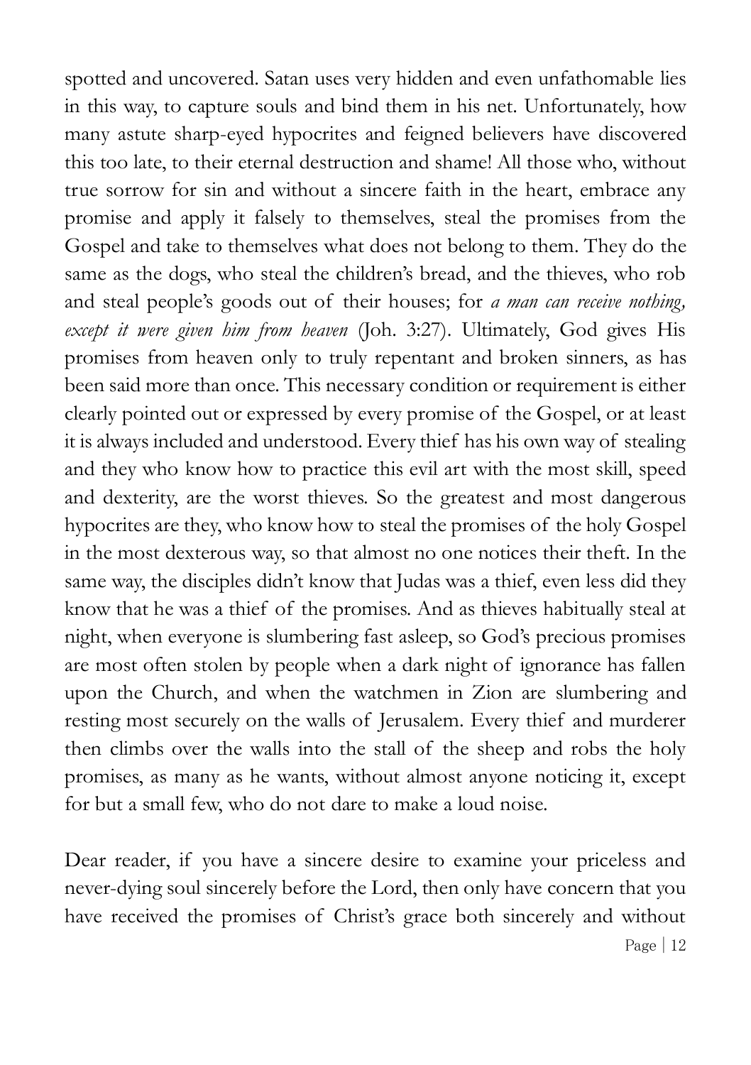spotted and uncovered. Satan uses very hidden and even unfathomable lies in this way, to capture souls and bind them in his net. Unfortunately, how many astute sharp-eyed hypocrites and feigned believers have discovered this too late, to their eternal destruction and shame! All those who, without true sorrow for sin and without a sincere faith in the heart, embrace any promise and apply it falsely to themselves, steal the promises from the Gospel and take to themselves what does not belong to them. They do the same as the dogs, who steal the children's bread, and the thieves, who rob and steal people's goods out of their houses; for *a man can receive nothing, except it were given him from heaven* (Joh. 3:27). Ultimately, God gives His promises from heaven only to truly repentant and broken sinners, as has been said more than once. This necessary condition or requirement is either clearly pointed out or expressed by every promise of the Gospel, or at least it is always included and understood. Every thief has his own way of stealing and they who know how to practice this evil art with the most skill, speed and dexterity, are the worst thieves. So the greatest and most dangerous hypocrites are they, who know how to steal the promises of the holy Gospel in the most dexterous way, so that almost no one notices their theft. In the same way, the disciples didn't know that Judas was a thief, even less did they know that he was a thief of the promises. And as thieves habitually steal at night, when everyone is slumbering fast asleep, so God's precious promises are most often stolen by people when a dark night of ignorance has fallen upon the Church, and when the watchmen in Zion are slumbering and resting most securely on the walls of Jerusalem. Every thief and murderer then climbs over the walls into the stall of the sheep and robs the holy promises, as many as he wants, without almost anyone noticing it, except for but a small few, who do not dare to make a loud noise.

Dear reader, if you have a sincere desire to examine your priceless and never-dying soul sincerely before the Lord, then only have concern that you have received the promises of Christ's grace both sincerely and without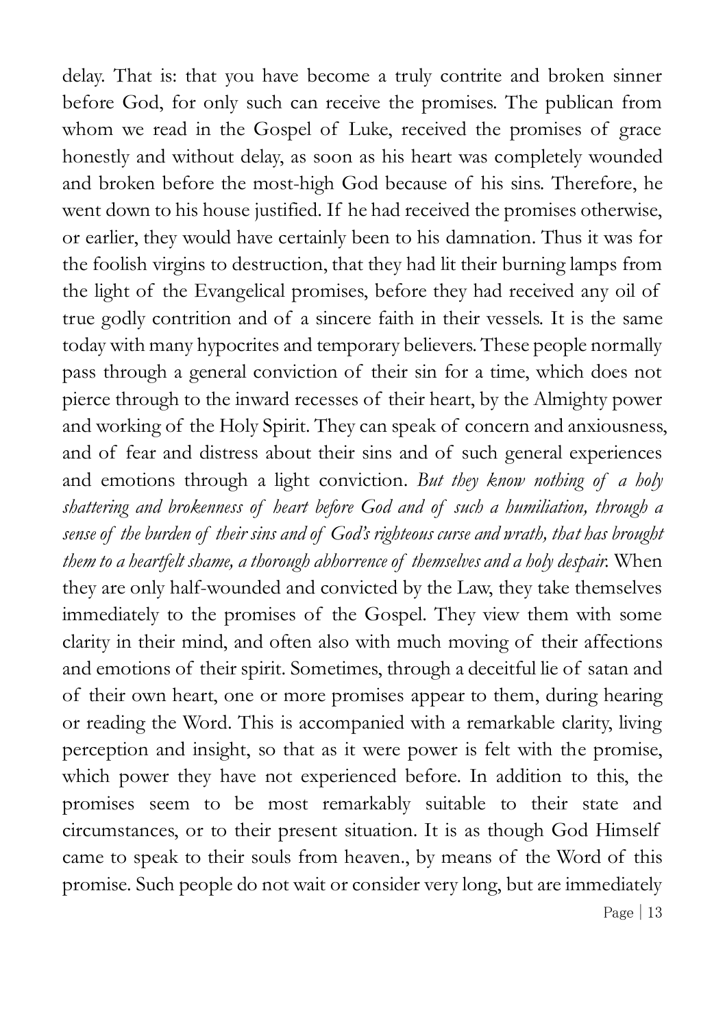delay. That is: that you have become a truly contrite and broken sinner before God, for only such can receive the promises. The publican from whom we read in the Gospel of Luke, received the promises of grace honestly and without delay, as soon as his heart was completely wounded and broken before the most-high God because of his sins. Therefore, he went down to his house justified. If he had received the promises otherwise, or earlier, they would have certainly been to his damnation. Thus it was for the foolish virgins to destruction, that they had lit their burning lamps from the light of the Evangelical promises, before they had received any oil of true godly contrition and of a sincere faith in their vessels. It is the same today with many hypocrites and temporary believers. These people normally pass through a general conviction of their sin for a time, which does not pierce through to the inward recesses of their heart, by the Almighty power and working of the Holy Spirit. They can speak of concern and anxiousness, and of fear and distress about their sins and of such general experiences and emotions through a light conviction. *But they know nothing of a holy shattering and brokenness of heart before God and of such a humiliation, through a sense of the burden of their sins and of God's righteous curse and wrath, that has brought them to a heartfelt shame, a thorough abhorrence of themselves and a holy despair.* When they are only half-wounded and convicted by the Law, they take themselves immediately to the promises of the Gospel. They view them with some clarity in their mind, and often also with much moving of their affections and emotions of their spirit. Sometimes, through a deceitful lie of satan and of their own heart, one or more promises appear to them, during hearing or reading the Word. This is accompanied with a remarkable clarity, living perception and insight, so that as it were power is felt with the promise, which power they have not experienced before. In addition to this, the promises seem to be most remarkably suitable to their state and circumstances, or to their present situation. It is as though God Himself came to speak to their souls from heaven., by means of the Word of this promise. Such people do not wait or consider very long, but are immediately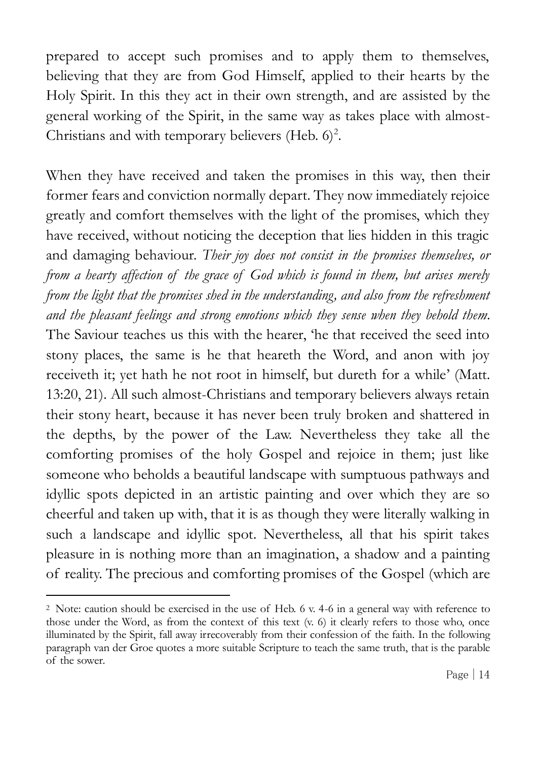prepared to accept such promises and to apply them to themselves, believing that they are from God Himself, applied to their hearts by the Holy Spirit. In this they act in their own strength, and are assisted by the general working of the Spirit, in the same way as takes place with almost-Christians and with temporary believers (Heb. 6)[2].

When they have received and taken the promises in this way, then their former fears and conviction normally depart. They now immediately rejoice greatly and comfort themselves with the light of the promises, which they have received, without noticing the deception that lies hidden in this tragic and damaging behaviour. *Their joy does not consist in the promises themselves, or from a hearty affection of the grace of God which is found in them, but arises merely from the light that the promises shed in the understanding, and also from the refreshment and the pleasant feelings and strong emotions which they sense when they behold them.* The Saviour teaches us this with the hearer, 'he that received the seed into stony places, the same is he that heareth the Word, and anon with joy receiveth it; yet hath he not root in himself, but dureth for a while' (Matt. 13:20, 21). All such almost-Christians and temporary believers always retain their stony heart, because it has never been truly broken and shattered in the depths, by the power of the Law. Nevertheless they take all the comforting promises of the holy Gospel and rejoice in them; just like someone who beholds a beautiful landscape with sumptuous pathways and idyllic spots depicted in an artistic painting and over which they are so cheerful and taken up with, that it is as though they were literally walking in such a landscape and idyllic spot. Nevertheless, all that his spirit takes pleasure in is nothing more than an imagination, a shadow and a painting of reality. The precious and comforting promises of the Gospel (which are

---

[2] Note: caution should be exercised in the use of Heb. 6 v. 4-6 in a general way with reference to those under the Word, as from the context of this text (v. 6) it clearly refers to those who, once illuminated by the Spirit, fall away irrecoverably from their confession of the faith. In the following paragraph van der Groe quotes a more suitable Scripture to teach the same truth, that is the parable of the sower.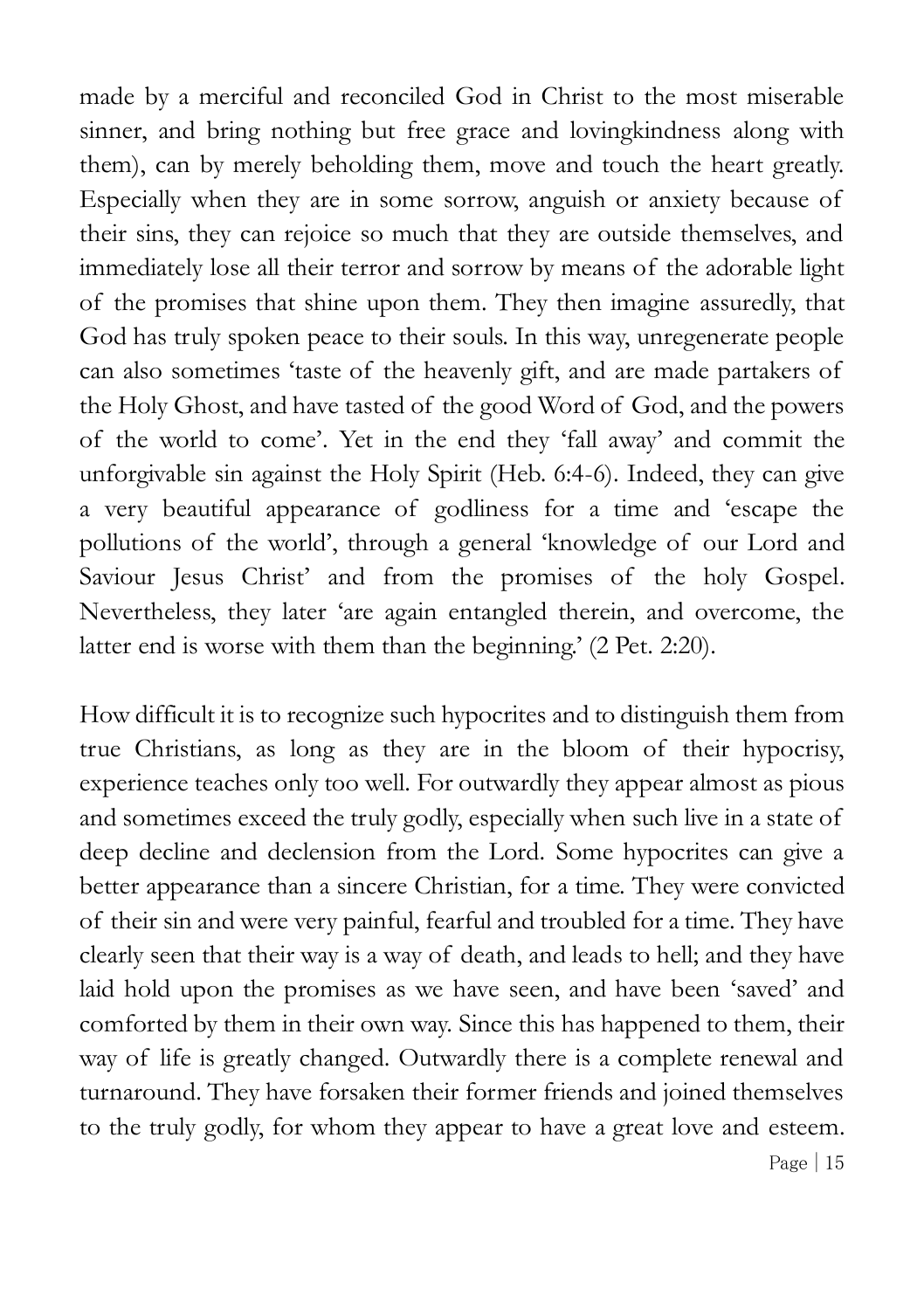made by a merciful and reconciled God in Christ to the most miserable sinner, and bring nothing but free grace and lovingkindness along with them), can by merely beholding them, move and touch the heart greatly. Especially when they are in some sorrow, anguish or anxiety because of their sins, they can rejoice so much that they are outside themselves, and immediately lose all their terror and sorrow by means of the adorable light of the promises that shine upon them. They then imagine assuredly, that God has truly spoken peace to their souls. In this way, unregenerate people can also sometimes 'taste of the heavenly gift, and are made partakers of the Holy Ghost, and have tasted of the good Word of God, and the powers of the world to come'. Yet in the end they 'fall away' and commit the unforgivable sin against the Holy Spirit (Heb. 6:4-6). Indeed, they can give a very beautiful appearance of godliness for a time and 'escape the pollutions of the world', through a general 'knowledge of our Lord and Saviour Jesus Christ' and from the promises of the holy Gospel. Nevertheless, they later 'are again entangled therein, and overcome, the latter end is worse with them than the beginning.' (2 Pet. 2:20).

How difficult it is to recognize such hypocrites and to distinguish them from true Christians, as long as they are in the bloom of their hypocrisy, experience teaches only too well. For outwardly they appear almost as pious and sometimes exceed the truly godly, especially when such live in a state of deep decline and declension from the Lord. Some hypocrites can give a better appearance than a sincere Christian, for a time. They were convicted of their sin and were very painful, fearful and troubled for a time. They have clearly seen that their way is a way of death, and leads to hell; and they have laid hold upon the promises as we have seen, and have been 'saved' and comforted by them in their own way. Since this has happened to them, their way of life is greatly changed. Outwardly there is a complete renewal and turnaround. They have forsaken their former friends and joined themselves to the truly godly, for whom they appear to have a great love and esteem.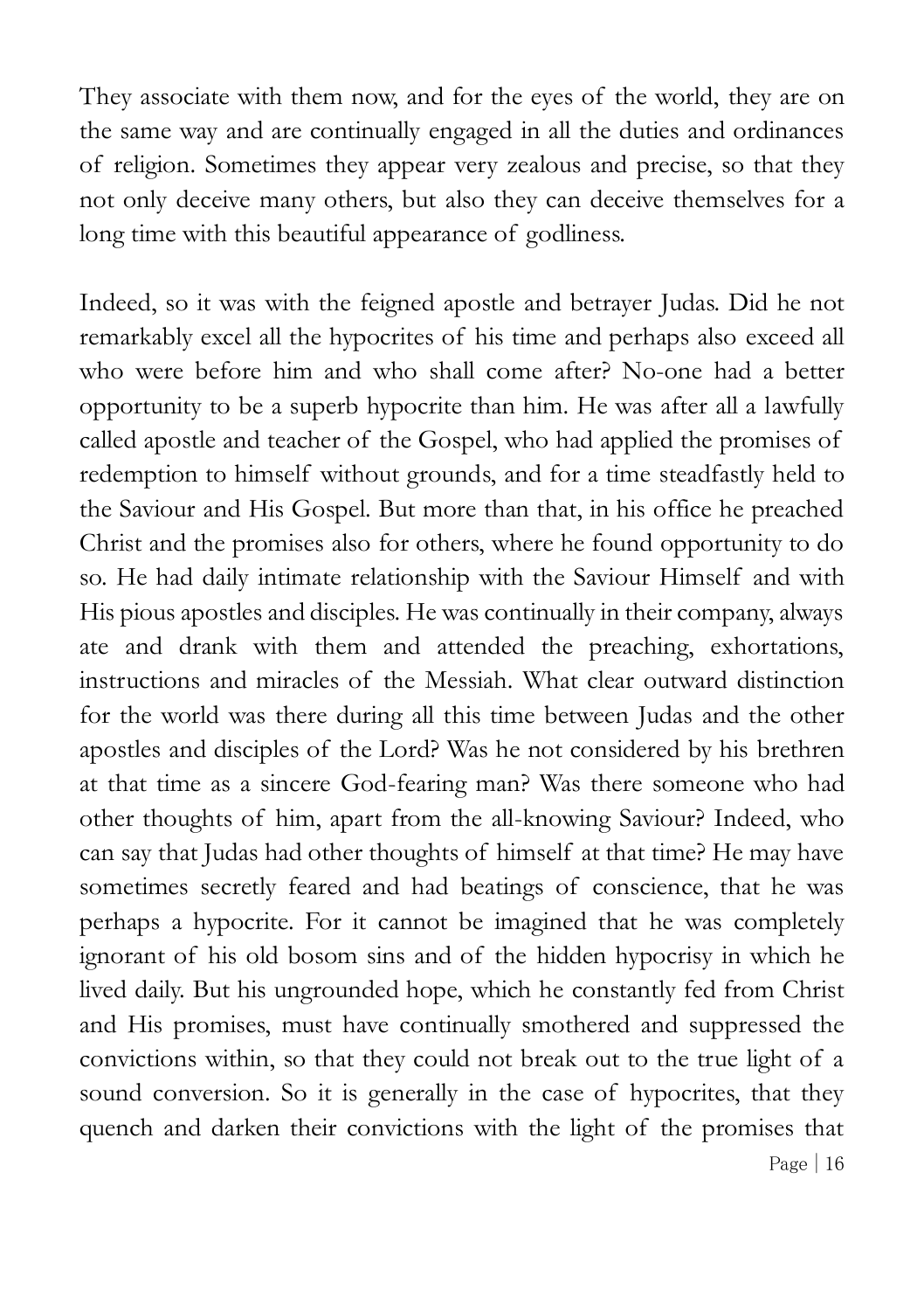They associate with them now, and for the eyes of the world, they are on the same way and are continually engaged in all the duties and ordinances of religion. Sometimes they appear very zealous and precise, so that they not only deceive many others, but also they can deceive themselves for a long time with this beautiful appearance of godliness.

Indeed, so it was with the feigned apostle and betrayer Judas. Did he not remarkably excel all the hypocrites of his time and perhaps also exceed all who were before him and who shall come after? No-one had a better opportunity to be a superb hypocrite than him. He was after all a lawfully called apostle and teacher of the Gospel, who had applied the promises of redemption to himself without grounds, and for a time steadfastly held to the Saviour and His Gospel. But more than that, in his office he preached Christ and the promises also for others, where he found opportunity to do so. He had daily intimate relationship with the Saviour Himself and with His pious apostles and disciples. He was continually in their company, always ate and drank with them and attended the preaching, exhortations, instructions and miracles of the Messiah. What clear outward distinction for the world was there during all this time between Judas and the other apostles and disciples of the Lord? Was he not considered by his brethren at that time as a sincere God-fearing man? Was there someone who had other thoughts of him, apart from the all-knowing Saviour? Indeed, who can say that Judas had other thoughts of himself at that time? He may have sometimes secretly feared and had beatings of conscience, that he was perhaps a hypocrite. For it cannot be imagined that he was completely ignorant of his old bosom sins and of the hidden hypocrisy in which he lived daily. But his ungrounded hope, which he constantly fed from Christ and His promises, must have continually smothered and suppressed the convictions within, so that they could not break out to the true light of a sound conversion. So it is generally in the case of hypocrites, that they quench and darken their convictions with the light of the promises that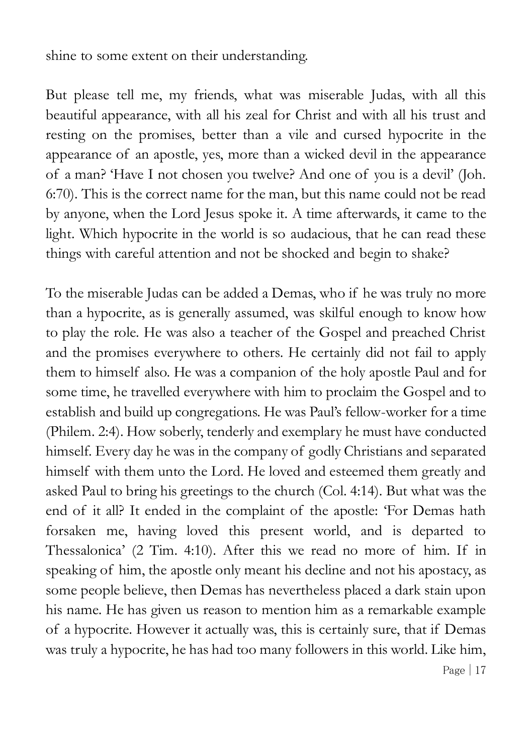shine to some extent on their understanding.

But please tell me, my friends, what was miserable Judas, with all this beautiful appearance, with all his zeal for Christ and with all his trust and resting on the promises, better than a vile and cursed hypocrite in the appearance of an apostle, yes, more than a wicked devil in the appearance of a man? 'Have I not chosen you twelve? And one of you is a devil' (Joh. 6:70). This is the correct name for the man, but this name could not be read by anyone, when the Lord Jesus spoke it. A time afterwards, it came to the light. Which hypocrite in the world is so audacious, that he can read these things with careful attention and not be shocked and begin to shake?

To the miserable Judas can be added a Demas, who if he was truly no more than a hypocrite, as is generally assumed, was skilful enough to know how to play the role. He was also a teacher of the Gospel and preached Christ and the promises everywhere to others. He certainly did not fail to apply them to himself also. He was a companion of the holy apostle Paul and for some time, he travelled everywhere with him to proclaim the Gospel and to establish and build up congregations. He was Paul's fellow-worker for a time (Philem. 2:4). How soberly, tenderly and exemplary he must have conducted himself. Every day he was in the company of godly Christians and separated himself with them unto the Lord. He loved and esteemed them greatly and asked Paul to bring his greetings to the church (Col. 4:14). But what was the end of it all? It ended in the complaint of the apostle: 'For Demas hath forsaken me, having loved this present world, and is departed to Thessalonica' (2 Tim. 4:10). After this we read no more of him. If in speaking of him, the apostle only meant his decline and not his apostacy, as some people believe, then Demas has nevertheless placed a dark stain upon his name. He has given us reason to mention him as a remarkable example of a hypocrite. However it actually was, this is certainly sure, that if Demas was truly a hypocrite, he has had too many followers in this world. Like him,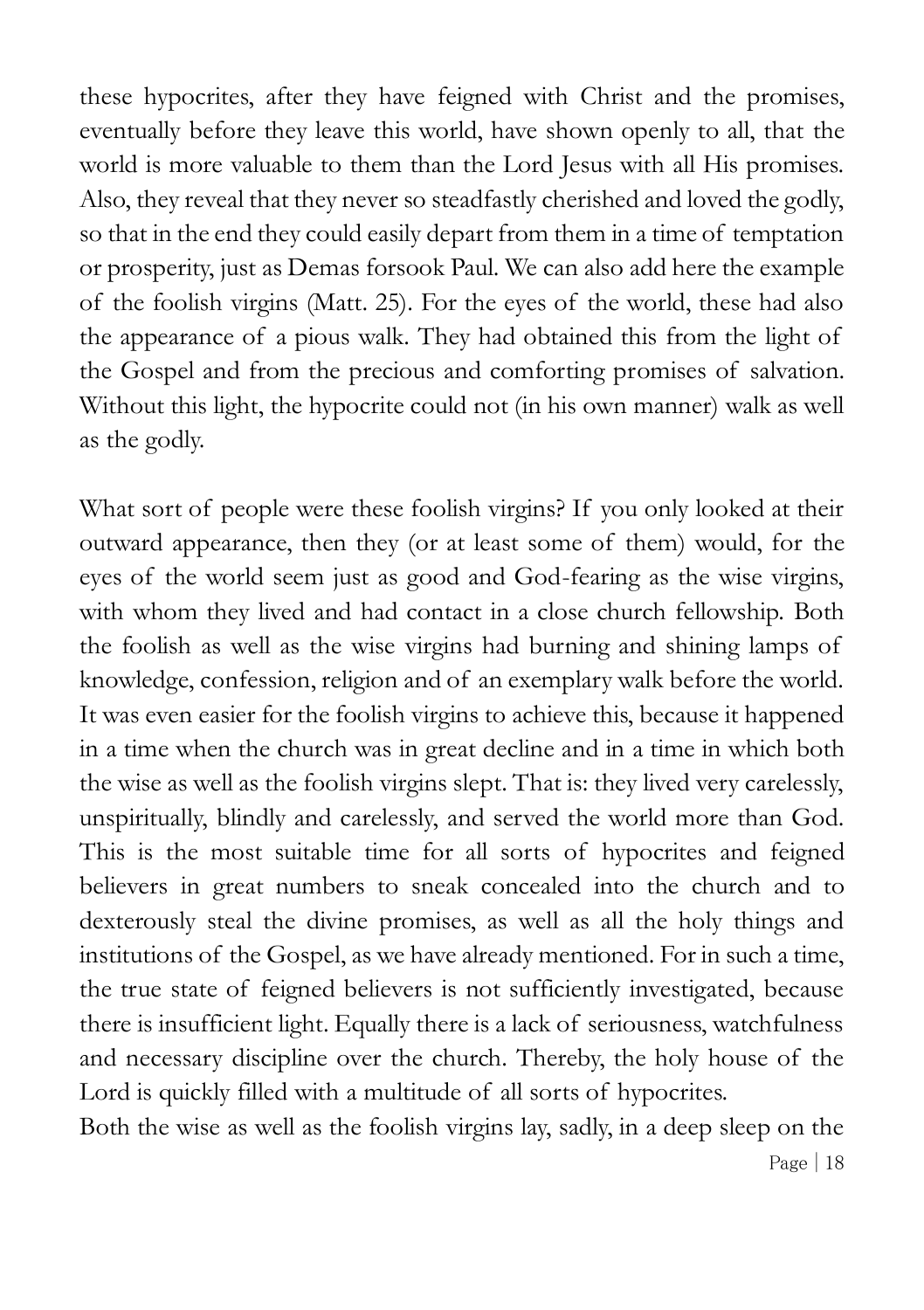these hypocrites, after they have feigned with Christ and the promises, eventually before they leave this world, have shown openly to all, that the world is more valuable to them than the Lord Jesus with all His promises. Also, they reveal that they never so steadfastly cherished and loved the godly, so that in the end they could easily depart from them in a time of temptation or prosperity, just as Demas forsook Paul. We can also add here the example of the foolish virgins (Matt. 25). For the eyes of the world, these had also the appearance of a pious walk. They had obtained this from the light of the Gospel and from the precious and comforting promises of salvation. Without this light, the hypocrite could not (in his own manner) walk as well as the godly.

What sort of people were these foolish virgins? If you only looked at their outward appearance, then they (or at least some of them) would, for the eyes of the world seem just as good and God-fearing as the wise virgins, with whom they lived and had contact in a close church fellowship. Both the foolish as well as the wise virgins had burning and shining lamps of knowledge, confession, religion and of an exemplary walk before the world. It was even easier for the foolish virgins to achieve this, because it happened in a time when the church was in great decline and in a time in which both the wise as well as the foolish virgins slept. That is: they lived very carelessly, unspiritually, blindly and carelessly, and served the world more than God. This is the most suitable time for all sorts of hypocrites and feigned believers in great numbers to sneak concealed into the church and to dexterously steal the divine promises, as well as all the holy things and institutions of the Gospel, as we have already mentioned. For in such a time, the true state of feigned believers is not sufficiently investigated, because there is insufficient light. Equally there is a lack of seriousness, watchfulness and necessary discipline over the church. Thereby, the holy house of the Lord is quickly filled with a multitude of all sorts of hypocrites.

Both the wise as well as the foolish virgins lay, sadly, in a deep sleep on the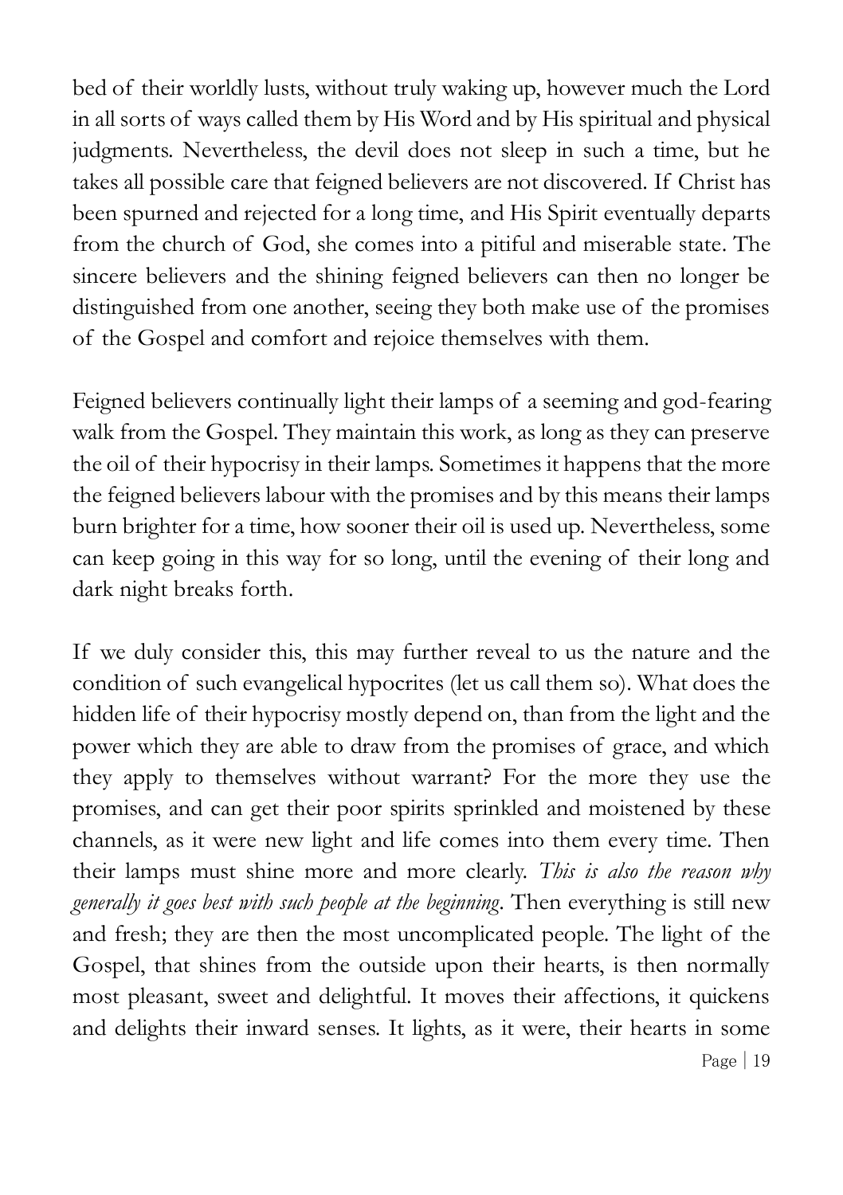bed of their worldly lusts, without truly waking up, however much the Lord in all sorts of ways called them by His Word and by His spiritual and physical judgments. Nevertheless, the devil does not sleep in such a time, but he takes all possible care that feigned believers are not discovered. If Christ has been spurned and rejected for a long time, and His Spirit eventually departs from the church of God, she comes into a pitiful and miserable state. The sincere believers and the shining feigned believers can then no longer be distinguished from one another, seeing they both make use of the promises of the Gospel and comfort and rejoice themselves with them.

Feigned believers continually light their lamps of a seeming and god-fearing walk from the Gospel. They maintain this work, as long as they can preserve the oil of their hypocrisy in their lamps. Sometimes it happens that the more the feigned believers labour with the promises and by this means their lamps burn brighter for a time, how sooner their oil is used up. Nevertheless, some can keep going in this way for so long, until the evening of their long and dark night breaks forth.

If we duly consider this, this may further reveal to us the nature and the condition of such evangelical hypocrites (let us call them so). What does the hidden life of their hypocrisy mostly depend on, than from the light and the power which they are able to draw from the promises of grace, and which they apply to themselves without warrant? For the more they use the promises, and can get their poor spirits sprinkled and moistened by these channels, as it were new light and life comes into them every time. Then their lamps must shine more and more clearly. *This is also the reason why generally it goes best with such people at the beginning*. Then everything is still new and fresh; they are then the most uncomplicated people. The light of the Gospel, that shines from the outside upon their hearts, is then normally most pleasant, sweet and delightful. It moves their affections, it quickens and delights their inward senses. It lights, as it were, their hearts in some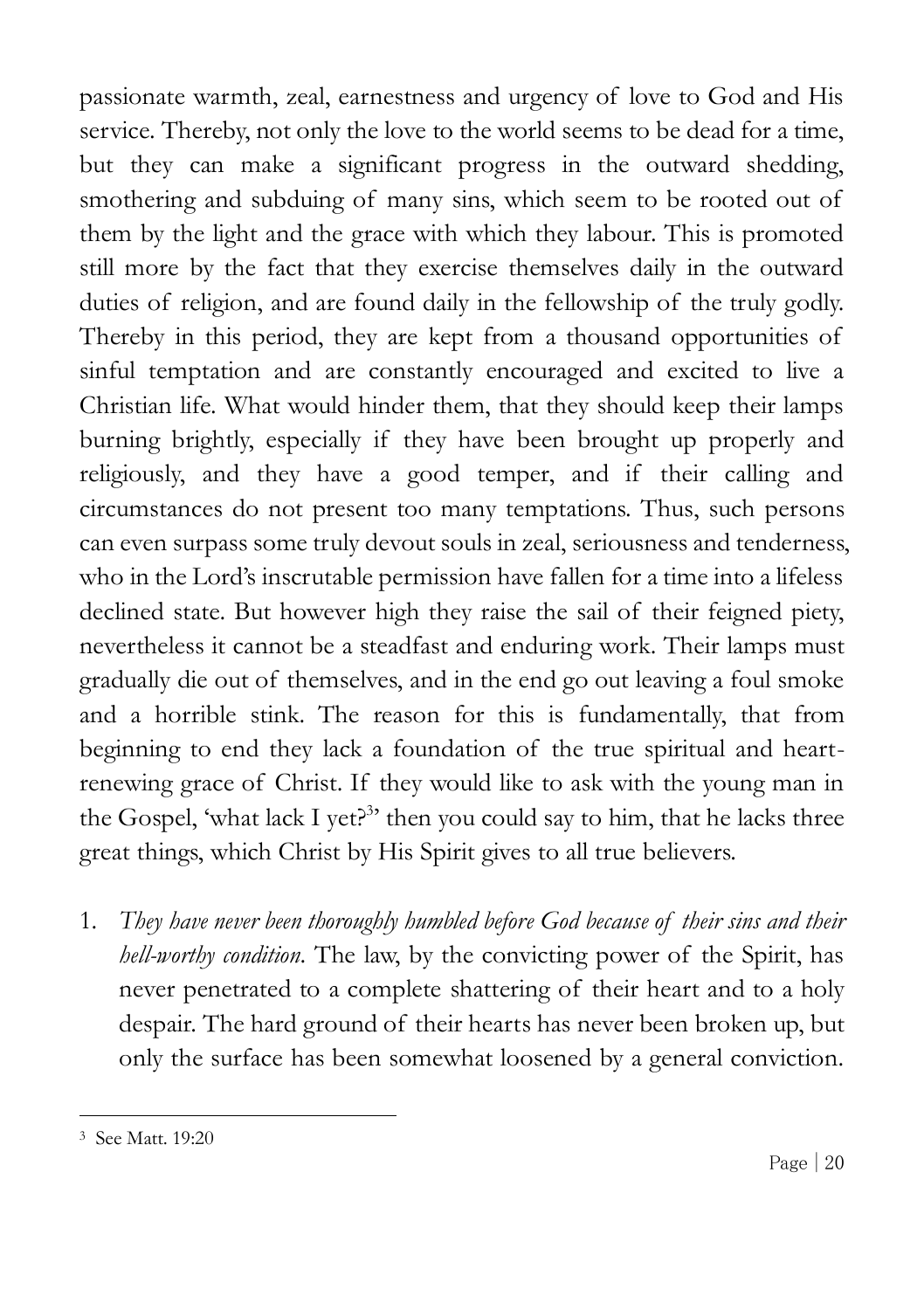passionate warmth, zeal, earnestness and urgency of love to God and His service. Thereby, not only the love to the world seems to be dead for a time, but they can make a significant progress in the outward shedding, smothering and subduing of many sins, which seem to be rooted out of them by the light and the grace with which they labour. This is promoted still more by the fact that they exercise themselves daily in the outward duties of religion, and are found daily in the fellowship of the truly godly. Thereby in this period, they are kept from a thousand opportunities of sinful temptation and are constantly encouraged and excited to live a Christian life. What would hinder them, that they should keep their lamps burning brightly, especially if they have been brought up properly and religiously, and they have a good temper, and if their calling and circumstances do not present too many temptations. Thus, such persons can even surpass some truly devout souls in zeal, seriousness and tenderness, who in the Lord's inscrutable permission have fallen for a time into a lifeless declined state. But however high they raise the sail of their feigned piety, nevertheless it cannot be a steadfast and enduring work. Their lamps must gradually die out of themselves, and in the end go out leaving a foul smoke and a horrible stink. The reason for this is fundamentally, that from beginning to end they lack a foundation of the true spiritual and heart-renewing grace of Christ. If they would like to ask with the young man in the Gospel, 'what lack I yet?[3]' then you could say to him, that he lacks three great things, which Christ by His Spirit gives to all true believers.

1. *They have never been thoroughly humbled before God because of their sins and their hell-worthy condition.* The law, by the convicting power of the Spirit, has never penetrated to a complete shattering of their heart and to a holy despair. The hard ground of their hearts has never been broken up, but only the surface has been somewhat loosened by a general conviction.

[3] See Matt. 19:20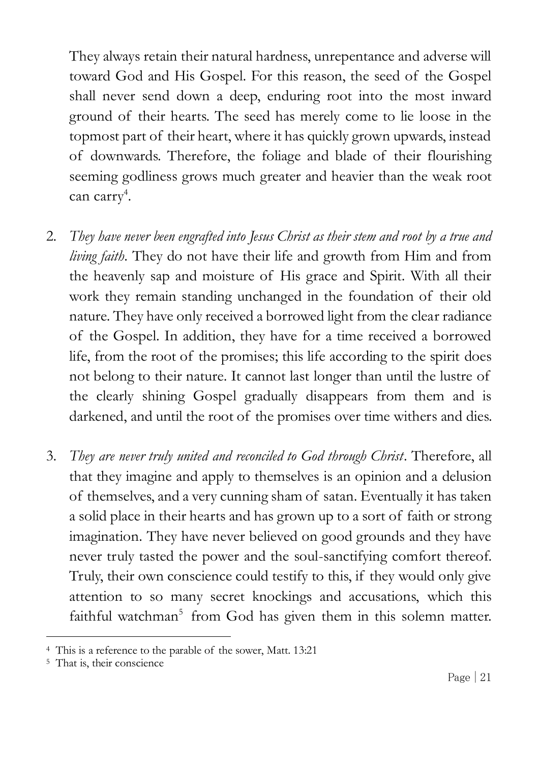They always retain their natural hardness, unrepentance and adverse will toward God and His Gospel. For this reason, the seed of the Gospel shall never send down a deep, enduring root into the most inward ground of their hearts. The seed has merely come to lie loose in the topmost part of their heart, where it has quickly grown upwards, instead of downwards. Therefore, the foliage and blade of their flourishing seeming godliness grows much greater and heavier than the weak root can carry[4].

2. *They have never been engrafted into Jesus Christ as their stem and root by a true and living faith*. They do not have their life and growth from Him and from the heavenly sap and moisture of His grace and Spirit. With all their work they remain standing unchanged in the foundation of their old nature. They have only received a borrowed light from the clear radiance of the Gospel. In addition, they have for a time received a borrowed life, from the root of the promises; this life according to the spirit does not belong to their nature. It cannot last longer than until the lustre of the clearly shining Gospel gradually disappears from them and is darkened, and until the root of the promises over time withers and dies.

3. *They are never truly united and reconciled to God through Christ*. Therefore, all that they imagine and apply to themselves is an opinion and a delusion of themselves, and a very cunning sham of satan. Eventually it has taken a solid place in their hearts and has grown up to a sort of faith or strong imagination. They have never believed on good grounds and they have never truly tasted the power and the soul-sanctifying comfort thereof. Truly, their own conscience could testify to this, if they would only give attention to so many secret knockings and accusations, which this faithful watchman[5] from God has given them in this solemn matter.

---

[4] This is a reference to the parable of the sower, Matt. 13:21

[5] That is, their conscience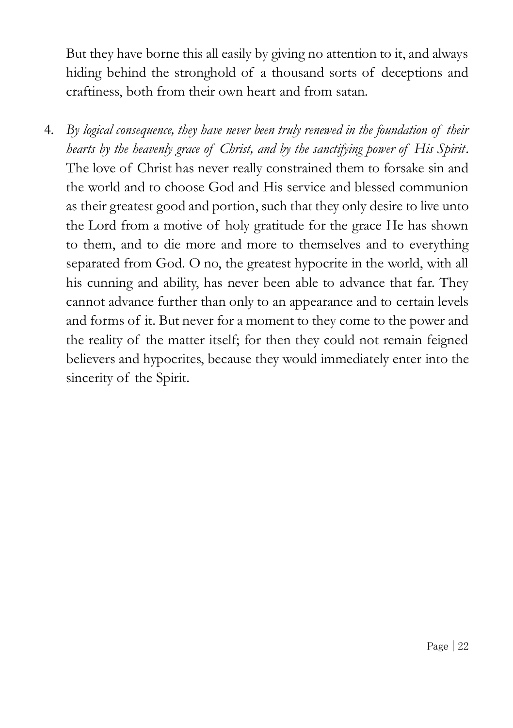But they have borne this all easily by giving no attention to it, and always hiding behind the stronghold of a thousand sorts of deceptions and craftiness, both from their own heart and from satan.

4. *By logical consequence, they have never been truly renewed in the foundation of their hearts by the heavenly grace of Christ, and by the sanctifying power of His Spirit*. The love of Christ has never really constrained them to forsake sin and the world and to choose God and His service and blessed communion as their greatest good and portion, such that they only desire to live unto the Lord from a motive of holy gratitude for the grace He has shown to them, and to die more and more to themselves and to everything separated from God. O no, the greatest hypocrite in the world, with all his cunning and ability, has never been able to advance that far. They cannot advance further than only to an appearance and to certain levels and forms of it. But never for a moment to they come to the power and the reality of the matter itself; for then they could not remain feigned believers and hypocrites, because they would immediately enter into the sincerity of the Spirit.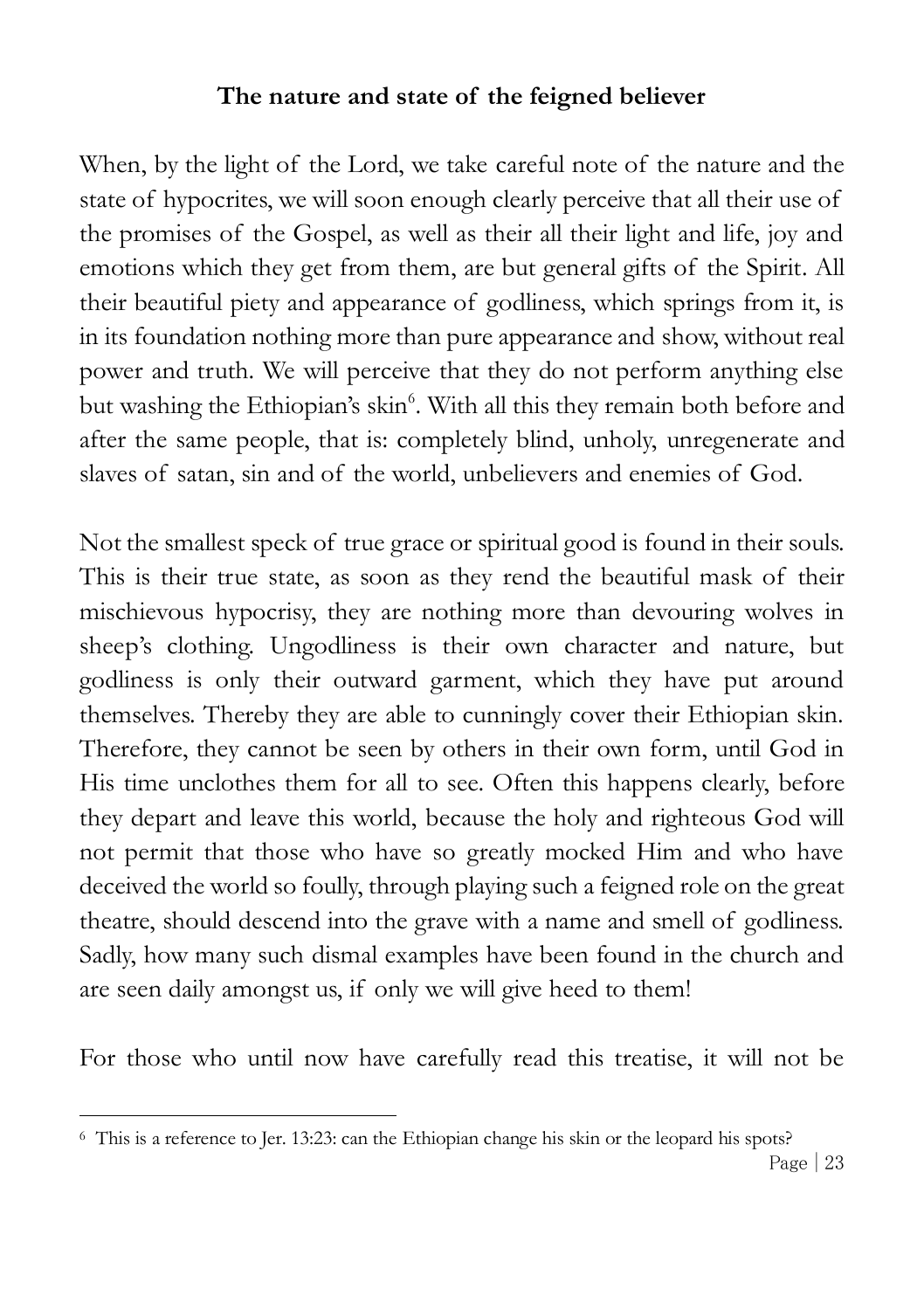**The nature and state of the feigned believer**

When, by the light of the Lord, we take careful note of the nature and the state of hypocrites, we will soon enough clearly perceive that all their use of the promises of the Gospel, as well as their all their light and life, joy and emotions which they get from them, are but general gifts of the Spirit. All their beautiful piety and appearance of godliness, which springs from it, is in its foundation nothing more than pure appearance and show, without real power and truth. We will perceive that they do not perform anything else but washing the Ethiopian's skin[6]. With all this they remain both before and after the same people, that is: completely blind, unholy, unregenerate and slaves of satan, sin and of the world, unbelievers and enemies of God.

Not the smallest speck of true grace or spiritual good is found in their souls. This is their true state, as soon as they rend the beautiful mask of their mischievous hypocrisy, they are nothing more than devouring wolves in sheep's clothing. Ungodliness is their own character and nature, but godliness is only their outward garment, which they have put around themselves. Thereby they are able to cunningly cover their Ethiopian skin. Therefore, they cannot be seen by others in their own form, until God in His time unclothes them for all to see. Often this happens clearly, before they depart and leave this world, because the holy and righteous God will not permit that those who have so greatly mocked Him and who have deceived the world so foully, through playing such a feigned role on the great theatre, should descend into the grave with a name and smell of godliness. Sadly, how many such dismal examples have been found in the church and are seen daily amongst us, if only we will give heed to them!

For those who until now have carefully read this treatise, it will not be

---

[6] This is a reference to Jer. 13:23: can the Ethiopian change his skin or the leopard his spots?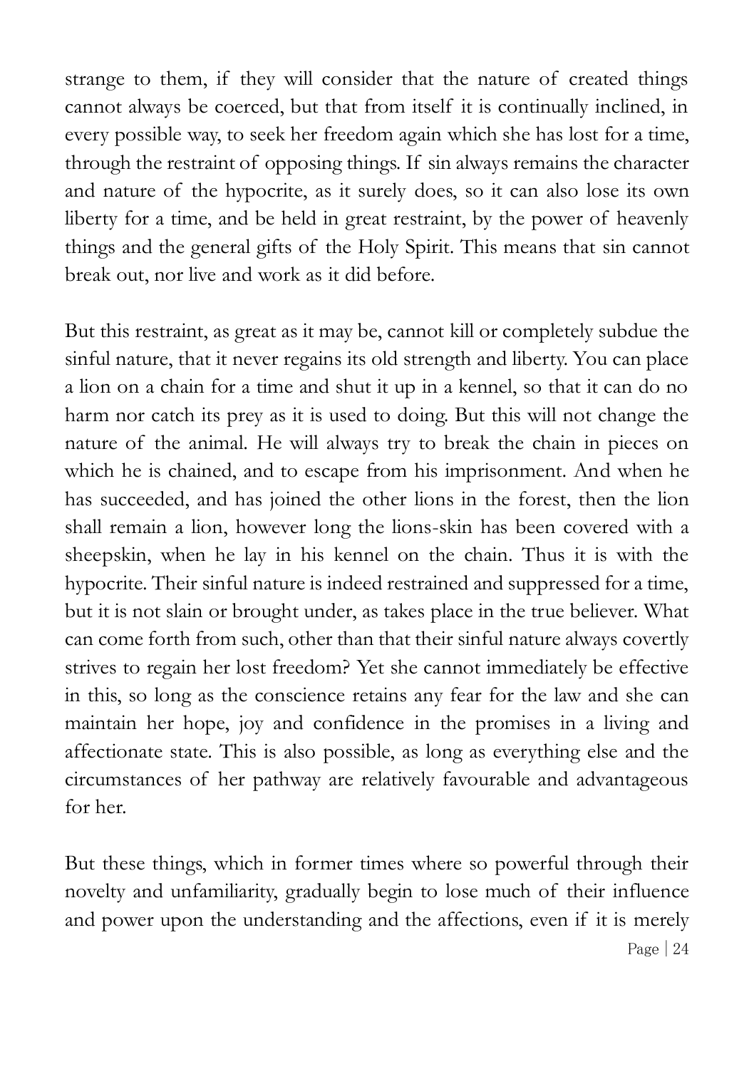strange to them, if they will consider that the nature of created things cannot always be coerced, but that from itself it is continually inclined, in every possible way, to seek her freedom again which she has lost for a time, through the restraint of opposing things. If sin always remains the character and nature of the hypocrite, as it surely does, so it can also lose its own liberty for a time, and be held in great restraint, by the power of heavenly things and the general gifts of the Holy Spirit. This means that sin cannot break out, nor live and work as it did before.

But this restraint, as great as it may be, cannot kill or completely subdue the sinful nature, that it never regains its old strength and liberty. You can place a lion on a chain for a time and shut it up in a kennel, so that it can do no harm nor catch its prey as it is used to doing. But this will not change the nature of the animal. He will always try to break the chain in pieces on which he is chained, and to escape from his imprisonment. And when he has succeeded, and has joined the other lions in the forest, then the lion shall remain a lion, however long the lions-skin has been covered with a sheepskin, when he lay in his kennel on the chain. Thus it is with the hypocrite. Their sinful nature is indeed restrained and suppressed for a time, but it is not slain or brought under, as takes place in the true believer. What can come forth from such, other than that their sinful nature always covertly strives to regain her lost freedom? Yet she cannot immediately be effective in this, so long as the conscience retains any fear for the law and she can maintain her hope, joy and confidence in the promises in a living and affectionate state. This is also possible, as long as everything else and the circumstances of her pathway are relatively favourable and advantageous for her.

But these things, which in former times where so powerful through their novelty and unfamiliarity, gradually begin to lose much of their influence and power upon the understanding and the affections, even if it is merely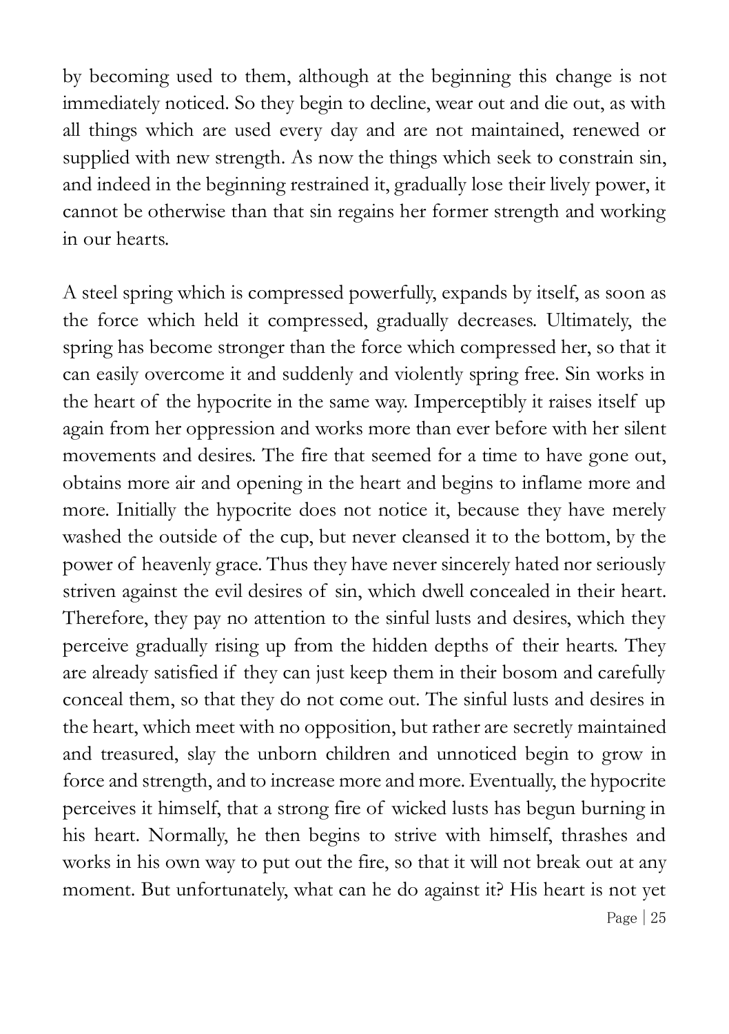by becoming used to them, although at the beginning this change is not immediately noticed. So they begin to decline, wear out and die out, as with all things which are used every day and are not maintained, renewed or supplied with new strength. As now the things which seek to constrain sin, and indeed in the beginning restrained it, gradually lose their lively power, it cannot be otherwise than that sin regains her former strength and working in our hearts.

A steel spring which is compressed powerfully, expands by itself, as soon as the force which held it compressed, gradually decreases. Ultimately, the spring has become stronger than the force which compressed her, so that it can easily overcome it and suddenly and violently spring free. Sin works in the heart of the hypocrite in the same way. Imperceptibly it raises itself up again from her oppression and works more than ever before with her silent movements and desires. The fire that seemed for a time to have gone out, obtains more air and opening in the heart and begins to inflame more and more. Initially the hypocrite does not notice it, because they have merely washed the outside of the cup, but never cleansed it to the bottom, by the power of heavenly grace. Thus they have never sincerely hated nor seriously striven against the evil desires of sin, which dwell concealed in their heart. Therefore, they pay no attention to the sinful lusts and desires, which they perceive gradually rising up from the hidden depths of their hearts. They are already satisfied if they can just keep them in their bosom and carefully conceal them, so that they do not come out. The sinful lusts and desires in the heart, which meet with no opposition, but rather are secretly maintained and treasured, slay the unborn children and unnoticed begin to grow in force and strength, and to increase more and more. Eventually, the hypocrite perceives it himself, that a strong fire of wicked lusts has begun burning in his heart. Normally, he then begins to strive with himself, thrashes and works in his own way to put out the fire, so that it will not break out at any moment. But unfortunately, what can he do against it? His heart is not yet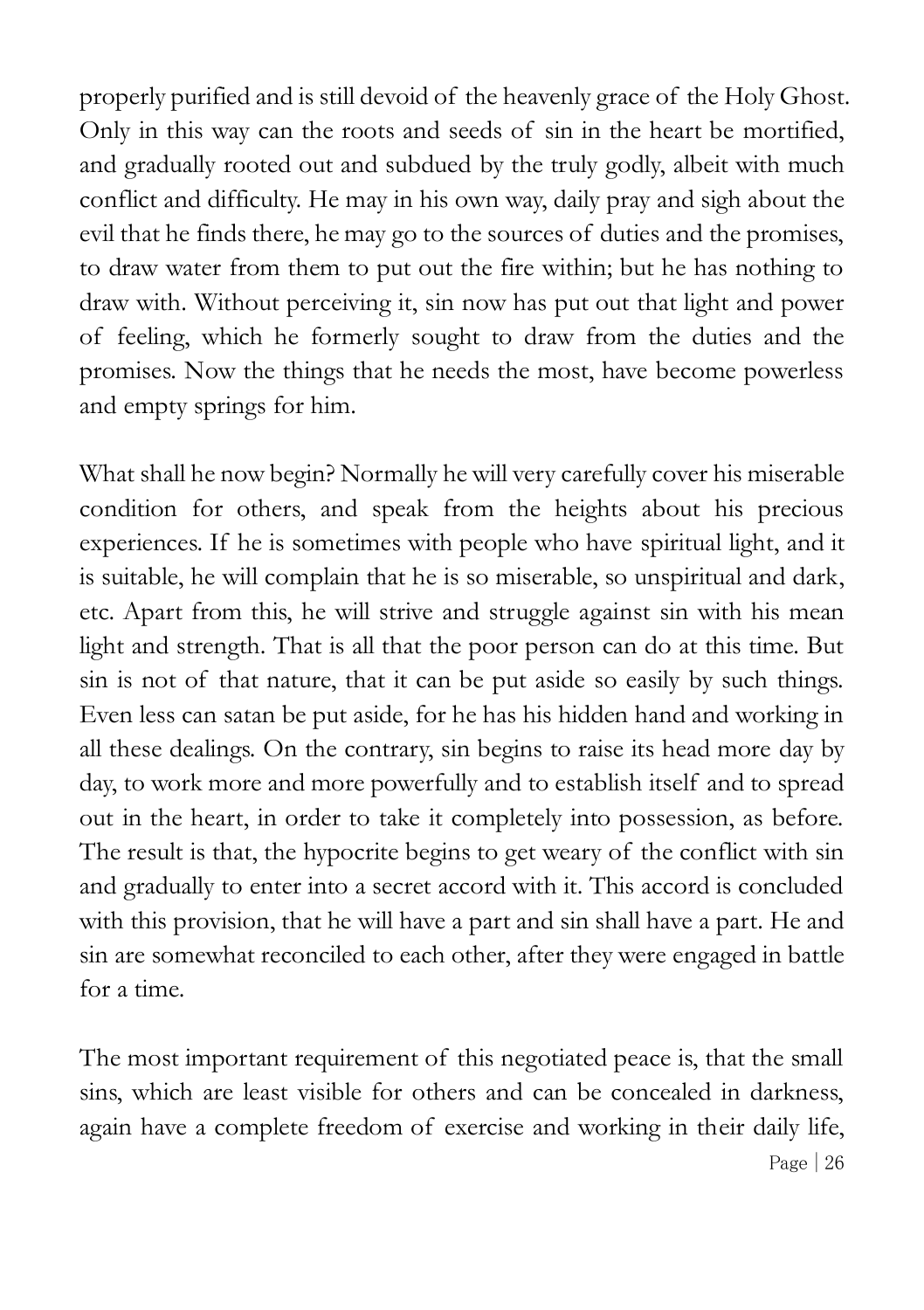properly purified and is still devoid of the heavenly grace of the Holy Ghost. Only in this way can the roots and seeds of sin in the heart be mortified, and gradually rooted out and subdued by the truly godly, albeit with much conflict and difficulty. He may in his own way, daily pray and sigh about the evil that he finds there, he may go to the sources of duties and the promises, to draw water from them to put out the fire within; but he has nothing to draw with. Without perceiving it, sin now has put out that light and power of feeling, which he formerly sought to draw from the duties and the promises. Now the things that he needs the most, have become powerless and empty springs for him.

What shall he now begin? Normally he will very carefully cover his miserable condition for others, and speak from the heights about his precious experiences. If he is sometimes with people who have spiritual light, and it is suitable, he will complain that he is so miserable, so unspiritual and dark, etc. Apart from this, he will strive and struggle against sin with his mean light and strength. That is all that the poor person can do at this time. But sin is not of that nature, that it can be put aside so easily by such things. Even less can satan be put aside, for he has his hidden hand and working in all these dealings. On the contrary, sin begins to raise its head more day by day, to work more and more powerfully and to establish itself and to spread out in the heart, in order to take it completely into possession, as before. The result is that, the hypocrite begins to get weary of the conflict with sin and gradually to enter into a secret accord with it. This accord is concluded with this provision, that he will have a part and sin shall have a part. He and sin are somewhat reconciled to each other, after they were engaged in battle for a time.

The most important requirement of this negotiated peace is, that the small sins, which are least visible for others and can be concealed in darkness, again have a complete freedom of exercise and working in their daily life,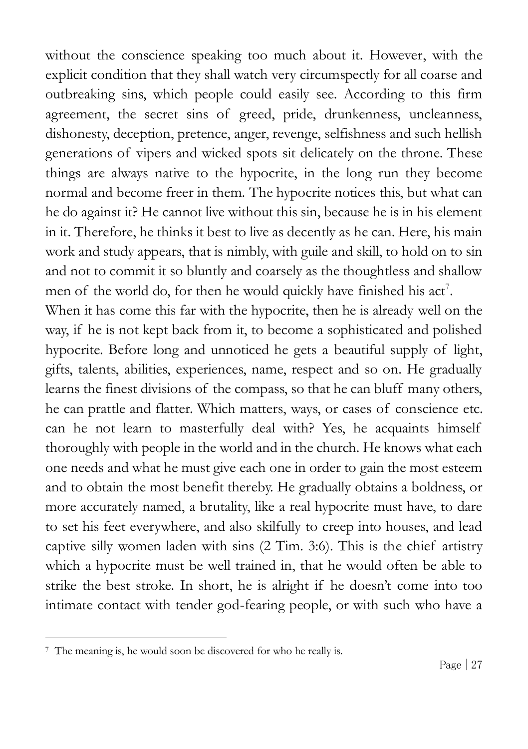without the conscience speaking too much about it. However, with the explicit condition that they shall watch very circumspectly for all coarse and outbreaking sins, which people could easily see. According to this firm agreement, the secret sins of greed, pride, drunkenness, uncleanness, dishonesty, deception, pretence, anger, revenge, selfishness and such hellish generations of vipers and wicked spots sit delicately on the throne. These things are always native to the hypocrite, in the long run they become normal and become freer in them. The hypocrite notices this, but what can he do against it? He cannot live without this sin, because he is in his element in it. Therefore, he thinks it best to live as decently as he can. Here, his main work and study appears, that is nimbly, with guile and skill, to hold on to sin and not to commit it so bluntly and coarsely as the thoughtless and shallow men of the world do, for then he would quickly have finished his act[7].

When it has come this far with the hypocrite, then he is already well on the way, if he is not kept back from it, to become a sophisticated and polished hypocrite. Before long and unnoticed he gets a beautiful supply of light, gifts, talents, abilities, experiences, name, respect and so on. He gradually learns the finest divisions of the compass, so that he can bluff many others, he can prattle and flatter. Which matters, ways, or cases of conscience etc. can he not learn to masterfully deal with? Yes, he acquaints himself thoroughly with people in the world and in the church. He knows what each one needs and what he must give each one in order to gain the most esteem and to obtain the most benefit thereby. He gradually obtains a boldness, or more accurately named, a brutality, like a real hypocrite must have, to dare to set his feet everywhere, and also skilfully to creep into houses, and lead captive silly women laden with sins (2 Tim. 3:6). This is the chief artistry which a hypocrite must be well trained in, that he would often be able to strike the best stroke. In short, he is alright if he doesn't come into too intimate contact with tender god-fearing people, or with such who have a

---

[7] The meaning is, he would soon be discovered for who he really is.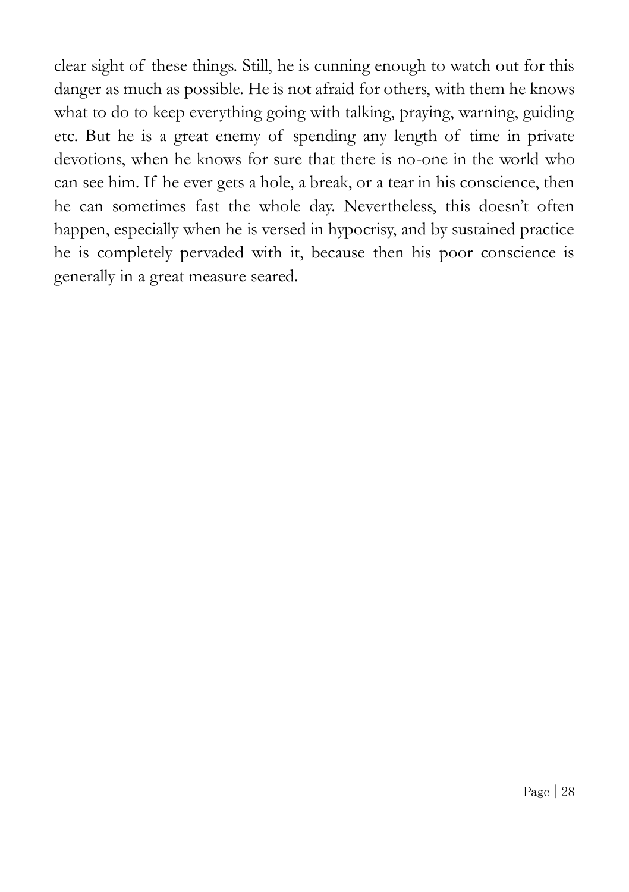clear sight of these things. Still, he is cunning enough to watch out for this danger as much as possible. He is not afraid for others, with them he knows what to do to keep everything going with talking, praying, warning, guiding etc. But he is a great enemy of spending any length of time in private devotions, when he knows for sure that there is no-one in the world who can see him. If he ever gets a hole, a break, or a tear in his conscience, then he can sometimes fast the whole day. Nevertheless, this doesn't often happen, especially when he is versed in hypocrisy, and by sustained practice he is completely pervaded with it, because then his poor conscience is generally in a great measure seared.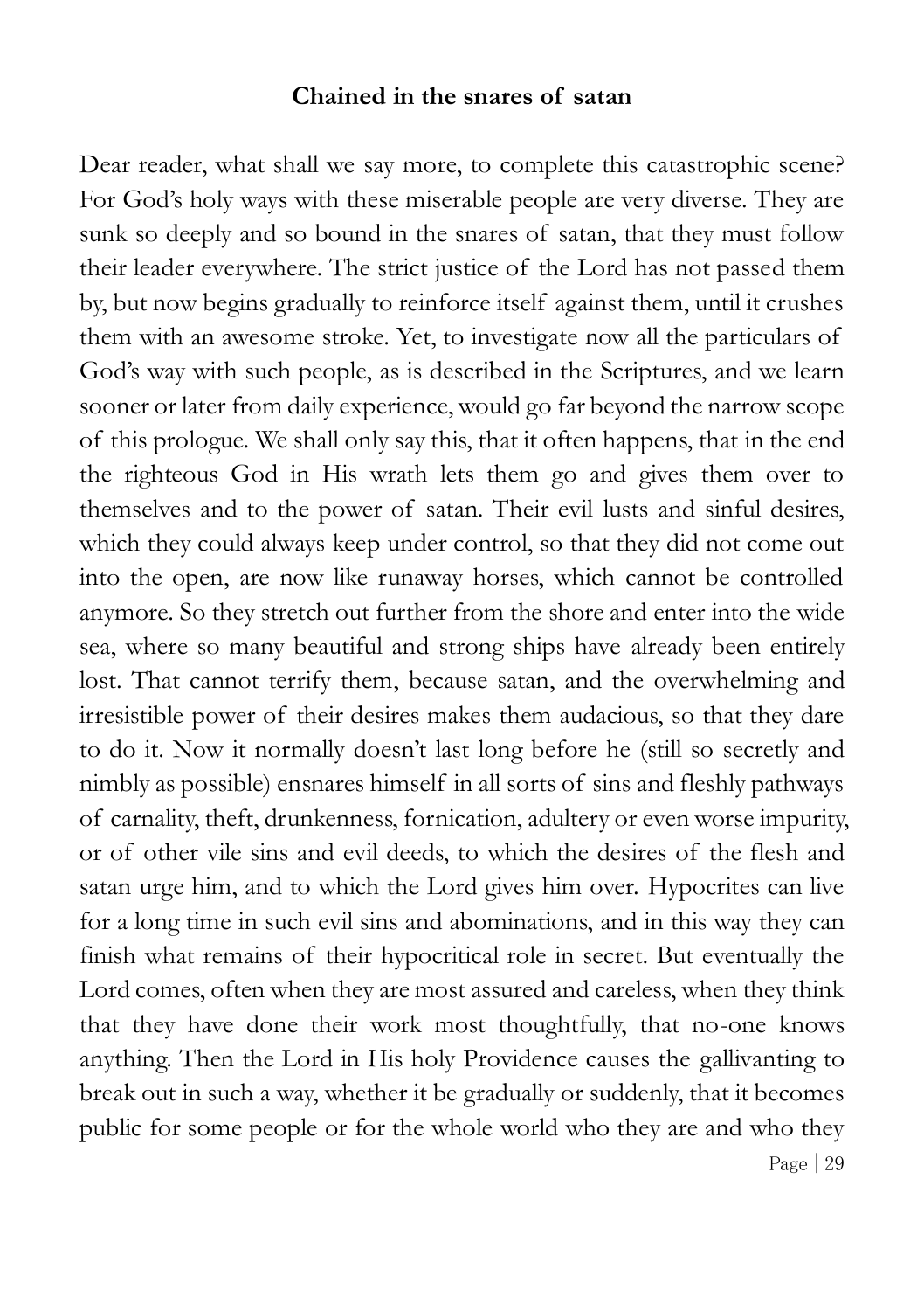**Chained in the snares of satan**

Dear reader, what shall we say more, to complete this catastrophic scene? For God's holy ways with these miserable people are very diverse. They are sunk so deeply and so bound in the snares of satan, that they must follow their leader everywhere. The strict justice of the Lord has not passed them by, but now begins gradually to reinforce itself against them, until it crushes them with an awesome stroke. Yet, to investigate now all the particulars of God's way with such people, as is described in the Scriptures, and we learn sooner or later from daily experience, would go far beyond the narrow scope of this prologue. We shall only say this, that it often happens, that in the end the righteous God in His wrath lets them go and gives them over to themselves and to the power of satan. Their evil lusts and sinful desires, which they could always keep under control, so that they did not come out into the open, are now like runaway horses, which cannot be controlled anymore. So they stretch out further from the shore and enter into the wide sea, where so many beautiful and strong ships have already been entirely lost. That cannot terrify them, because satan, and the overwhelming and irresistible power of their desires makes them audacious, so that they dare to do it. Now it normally doesn't last long before he (still so secretly and nimbly as possible) ensnares himself in all sorts of sins and fleshly pathways of carnality, theft, drunkenness, fornication, adultery or even worse impurity, or of other vile sins and evil deeds, to which the desires of the flesh and satan urge him, and to which the Lord gives him over. Hypocrites can live for a long time in such evil sins and abominations, and in this way they can finish what remains of their hypocritical role in secret. But eventually the Lord comes, often when they are most assured and careless, when they think that they have done their work most thoughtfully, that no-one knows anything. Then the Lord in His holy Providence causes the gallivanting to break out in such a way, whether it be gradually or suddenly, that it becomes public for some people or for the whole world who they are and who they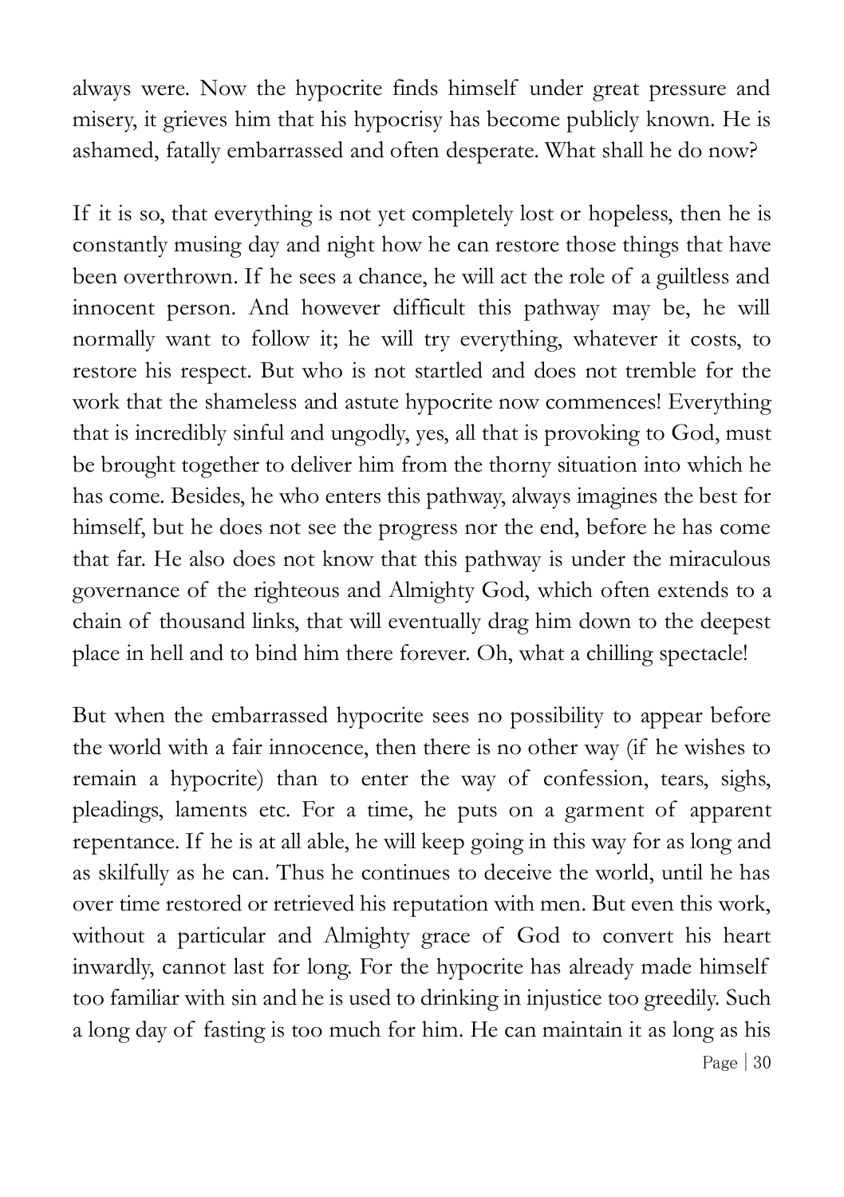always were. Now the hypocrite finds himself under great pressure and misery, it grieves him that his hypocrisy has become publicly known. He is ashamed, fatally embarrassed and often desperate. What shall he do now?

If it is so, that everything is not yet completely lost or hopeless, then he is constantly musing day and night how he can restore those things that have been overthrown. If he sees a chance, he will act the role of a guiltless and innocent person. And however difficult this pathway may be, he will normally want to follow it; he will try everything, whatever it costs, to restore his respect. But who is not startled and does not tremble for the work that the shameless and astute hypocrite now commences! Everything that is incredibly sinful and ungodly, yes, all that is provoking to God, must be brought together to deliver him from the thorny situation into which he has come. Besides, he who enters this pathway, always imagines the best for himself, but he does not see the progress nor the end, before he has come that far. He also does not know that this pathway is under the miraculous governance of the righteous and Almighty God, which often extends to a chain of thousand links, that will eventually drag him down to the deepest place in hell and to bind him there forever. Oh, what a chilling spectacle!

But when the embarrassed hypocrite sees no possibility to appear before the world with a fair innocence, then there is no other way (if he wishes to remain a hypocrite) than to enter the way of confession, tears, sighs, pleadings, laments etc. For a time, he puts on a garment of apparent repentance. If he is at all able, he will keep going in this way for as long and as skilfully as he can. Thus he continues to deceive the world, until he has over time restored or retrieved his reputation with men. But even this work, without a particular and Almighty grace of God to convert his heart inwardly, cannot last for long. For the hypocrite has already made himself too familiar with sin and he is used to drinking in injustice too greedily. Such a long day of fasting is too much for him. He can maintain it as long as his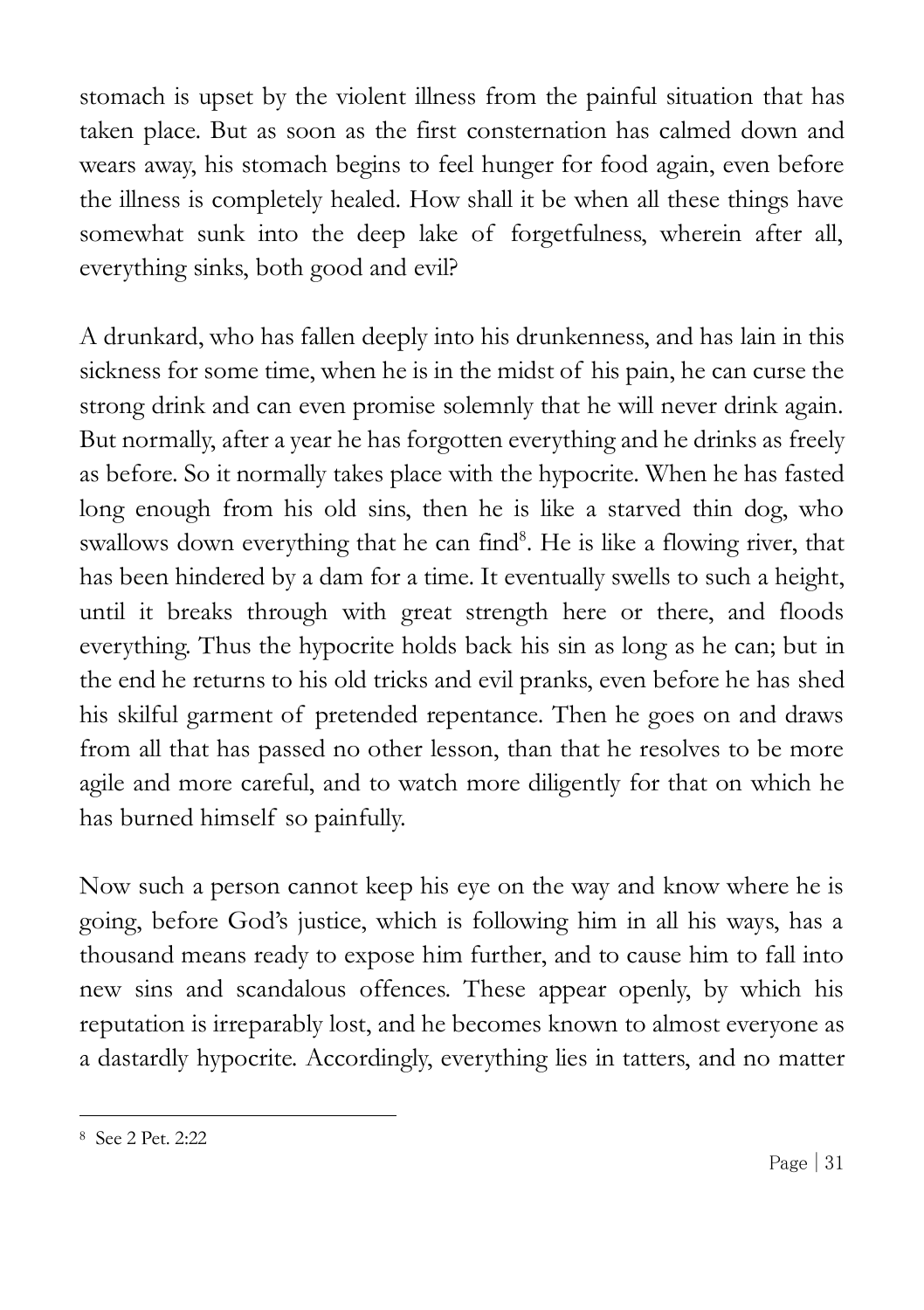stomach is upset by the violent illness from the painful situation that has taken place. But as soon as the first consternation has calmed down and wears away, his stomach begins to feel hunger for food again, even before the illness is completely healed. How shall it be when all these things have somewhat sunk into the deep lake of forgetfulness, wherein after all, everything sinks, both good and evil?

A drunkard, who has fallen deeply into his drunkenness, and has lain in this sickness for some time, when he is in the midst of his pain, he can curse the strong drink and can even promise solemnly that he will never drink again. But normally, after a year he has forgotten everything and he drinks as freely as before. So it normally takes place with the hypocrite. When he has fasted long enough from his old sins, then he is like a starved thin dog, who swallows down everything that he can find[8]. He is like a flowing river, that has been hindered by a dam for a time. It eventually swells to such a height, until it breaks through with great strength here or there, and floods everything. Thus the hypocrite holds back his sin as long as he can; but in the end he returns to his old tricks and evil pranks, even before he has shed his skilful garment of pretended repentance. Then he goes on and draws from all that has passed no other lesson, than that he resolves to be more agile and more careful, and to watch more diligently for that on which he has burned himself so painfully.

Now such a person cannot keep his eye on the way and know where he is going, before God's justice, which is following him in all his ways, has a thousand means ready to expose him further, and to cause him to fall into new sins and scandalous offences. These appear openly, by which his reputation is irreparably lost, and he becomes known to almost everyone as a dastardly hypocrite. Accordingly, everything lies in tatters, and no matter

[8] See 2 Pet. 2:22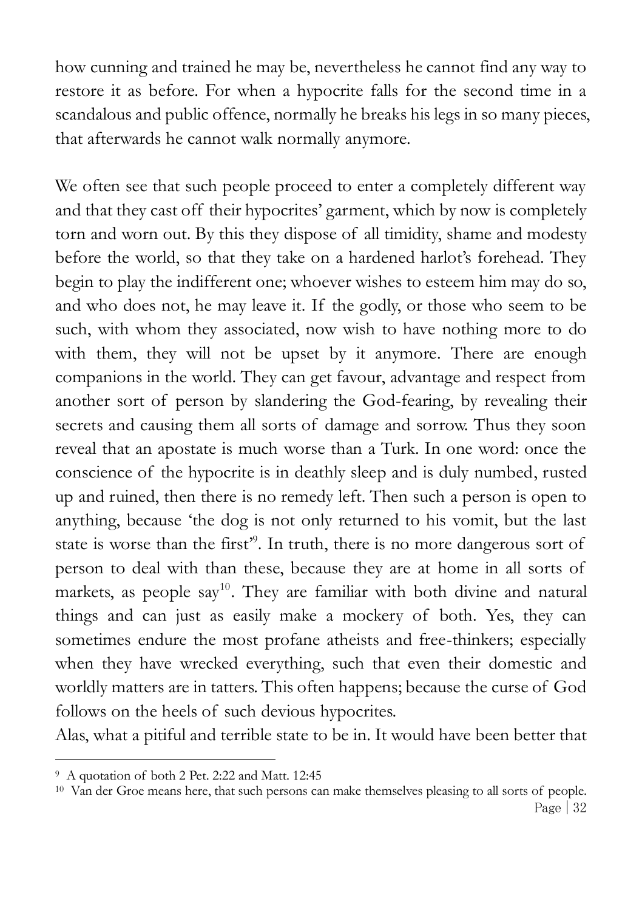how cunning and trained he may be, nevertheless he cannot find any way to restore it as before. For when a hypocrite falls for the second time in a scandalous and public offence, normally he breaks his legs in so many pieces, that afterwards he cannot walk normally anymore.

We often see that such people proceed to enter a completely different way and that they cast off their hypocrites' garment, which by now is completely torn and worn out. By this they dispose of all timidity, shame and modesty before the world, so that they take on a hardened harlot's forehead. They begin to play the indifferent one; whoever wishes to esteem him may do so, and who does not, he may leave it. If the godly, or those who seem to be such, with whom they associated, now wish to have nothing more to do with them, they will not be upset by it anymore. There are enough companions in the world. They can get favour, advantage and respect from another sort of person by slandering the God-fearing, by revealing their secrets and causing them all sorts of damage and sorrow. Thus they soon reveal that an apostate is much worse than a Turk. In one word: once the conscience of the hypocrite is in deathly sleep and is duly numbed, rusted up and ruined, then there is no remedy left. Then such a person is open to anything, because 'the dog is not only returned to his vomit, but the last state is worse than the first'[9]. In truth, there is no more dangerous sort of person to deal with than these, because they are at home in all sorts of markets, as people say[10]. They are familiar with both divine and natural things and can just as easily make a mockery of both. Yes, they can sometimes endure the most profane atheists and free-thinkers; especially when they have wrecked everything, such that even their domestic and worldly matters are in tatters. This often happens; because the curse of God follows on the heels of such devious hypocrites.

Alas, what a pitiful and terrible state to be in. It would have been better that

---

[9] A quotation of both 2 Pet. 2:22 and Matt. 12:45

[10] Van der Groe means here, that such persons can make themselves pleasing to all sorts of people.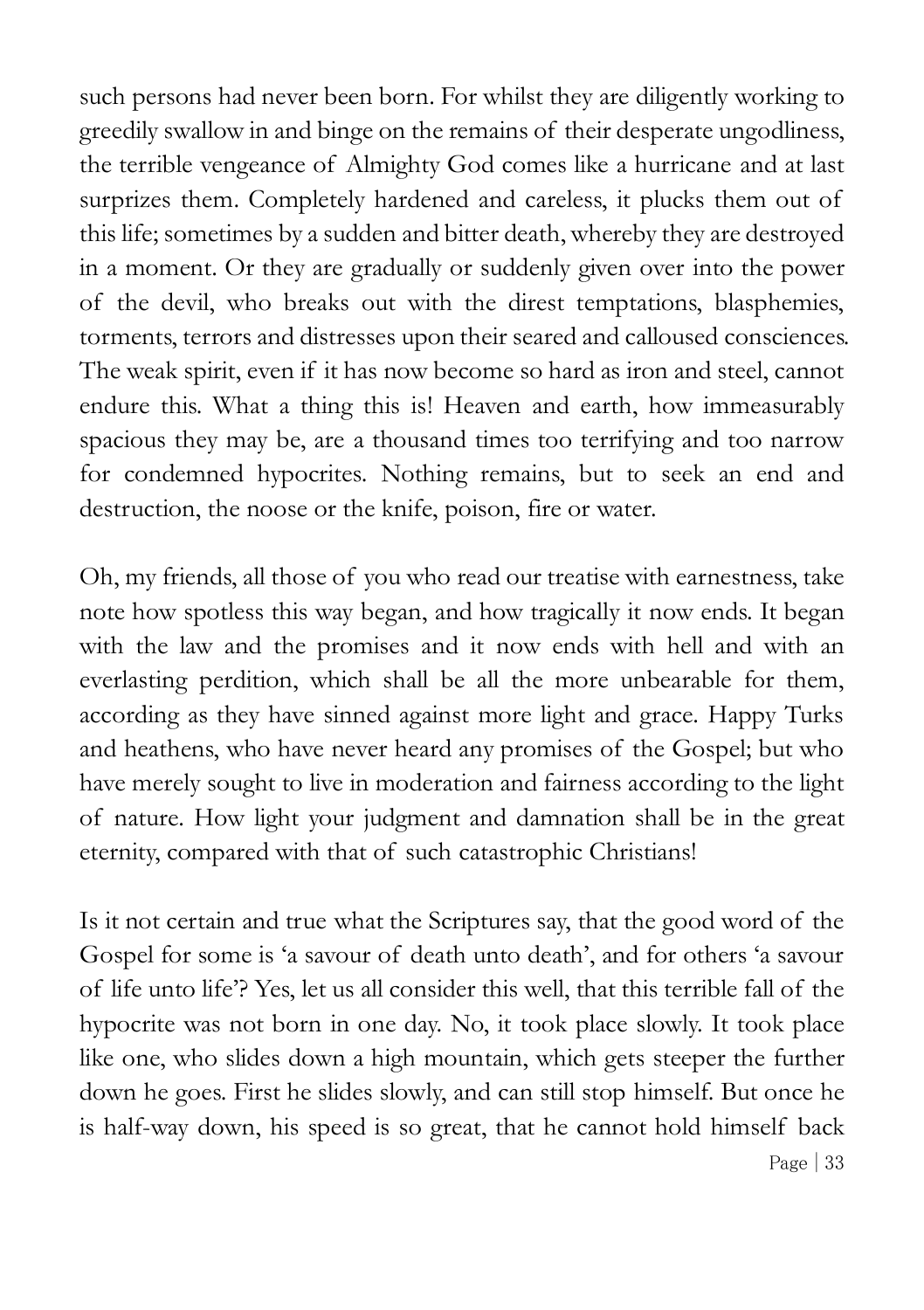such persons had never been born. For whilst they are diligently working to greedily swallow in and binge on the remains of their desperate ungodliness, the terrible vengeance of Almighty God comes like a hurricane and at last surprizes them. Completely hardened and careless, it plucks them out of this life; sometimes by a sudden and bitter death, whereby they are destroyed in a moment. Or they are gradually or suddenly given over into the power of the devil, who breaks out with the direst temptations, blasphemies, torments, terrors and distresses upon their seared and calloused consciences. The weak spirit, even if it has now become so hard as iron and steel, cannot endure this. What a thing this is! Heaven and earth, how immeasurably spacious they may be, are a thousand times too terrifying and too narrow for condemned hypocrites. Nothing remains, but to seek an end and destruction, the noose or the knife, poison, fire or water.

Oh, my friends, all those of you who read our treatise with earnestness, take note how spotless this way began, and how tragically it now ends. It began with the law and the promises and it now ends with hell and with an everlasting perdition, which shall be all the more unbearable for them, according as they have sinned against more light and grace. Happy Turks and heathens, who have never heard any promises of the Gospel; but who have merely sought to live in moderation and fairness according to the light of nature. How light your judgment and damnation shall be in the great eternity, compared with that of such catastrophic Christians!

Is it not certain and true what the Scriptures say, that the good word of the Gospel for some is 'a savour of death unto death', and for others 'a savour of life unto life'? Yes, let us all consider this well, that this terrible fall of the hypocrite was not born in one day. No, it took place slowly. It took place like one, who slides down a high mountain, which gets steeper the further down he goes. First he slides slowly, and can still stop himself. But once he is half-way down, his speed is so great, that he cannot hold himself back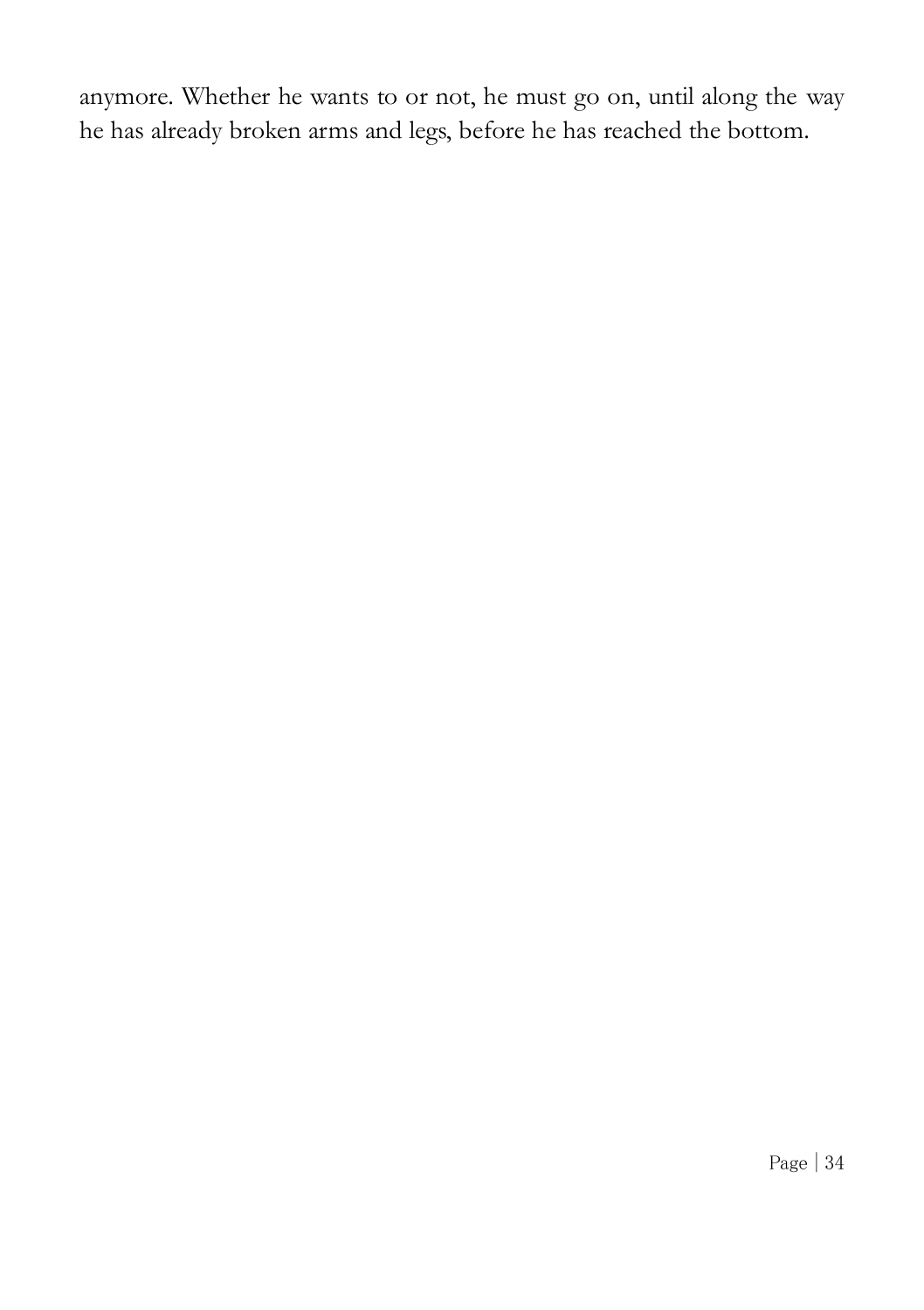anymore. Whether he wants to or not, he must go on, until along the way he has already broken arms and legs, before he has reached the bottom.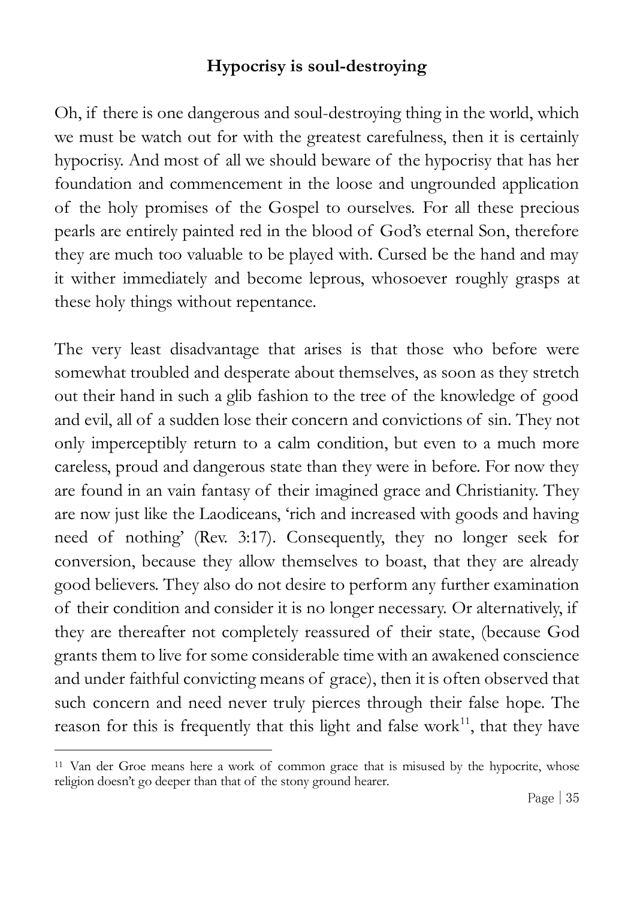## Hypocrisy is soul-destroying

Oh, if there is one dangerous and soul-destroying thing in the world, which we must be watch out for with the greatest carefulness, then it is certainly hypocrisy. And most of all we should beware of the hypocrisy that has her foundation and commencement in the loose and ungrounded application of the holy promises of the Gospel to ourselves. For all these precious pearls are entirely painted red in the blood of God's eternal Son, therefore they are much too valuable to be played with. Cursed be the hand and may it wither immediately and become leprous, whosoever roughly grasps at these holy things without repentance.

The very least disadvantage that arises is that those who before were somewhat troubled and desperate about themselves, as soon as they stretch out their hand in such a glib fashion to the tree of the knowledge of good and evil, all of a sudden lose their concern and convictions of sin. They not only imperceptibly return to a calm condition, but even to a much more careless, proud and dangerous state than they were in before. For now they are found in an vain fantasy of their imagined grace and Christianity. They are now just like the Laodiceans, 'rich and increased with goods and having need of nothing' (Rev. 3:17). Consequently, they no longer seek for conversion, because they allow themselves to boast, that they are already good believers. They also do not desire to perform any further examination of their condition and consider it is no longer necessary. Or alternatively, if they are thereafter not completely reassured of their state, (because God grants them to live for some considerable time with an awakened conscience and under faithful convicting means of grace), then it is often observed that such concern and need never truly pierces through their false hope. The reason for this is frequently that this light and false work[11], that they have

[11] Van der Groe means here a work of common grace that is misused by the hypocrite, whose religion doesn't go deeper than that of the stony ground hearer.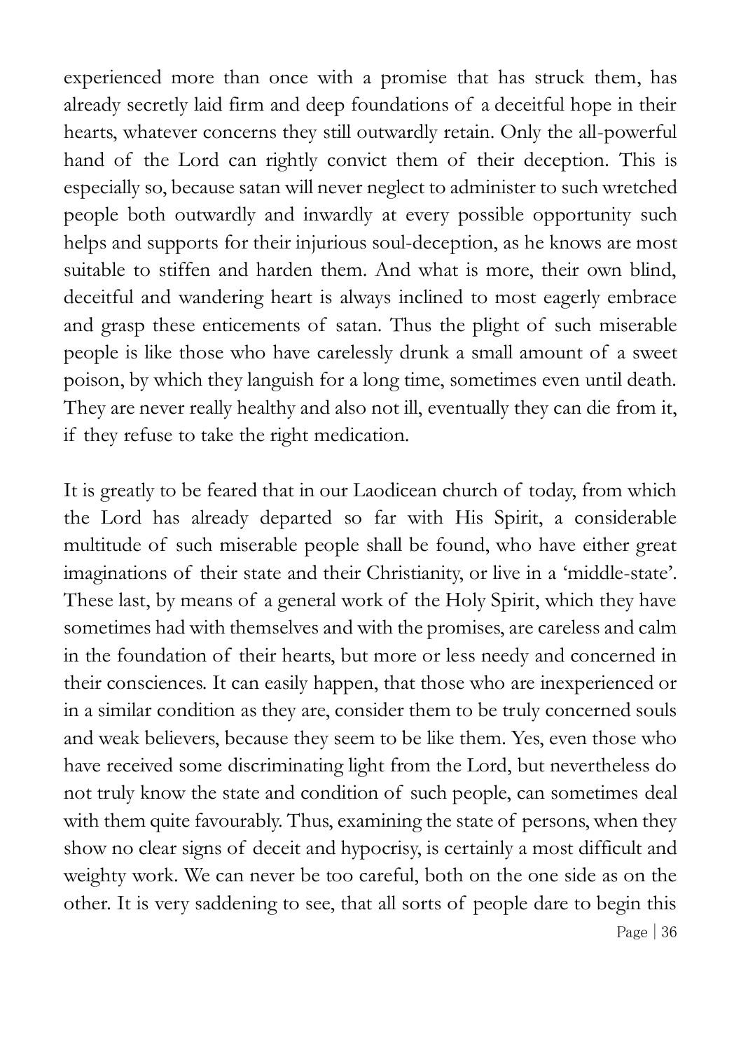experienced more than once with a promise that has struck them, has already secretly laid firm and deep foundations of a deceitful hope in their hearts, whatever concerns they still outwardly retain. Only the all-powerful hand of the Lord can rightly convict them of their deception. This is especially so, because satan will never neglect to administer to such wretched people both outwardly and inwardly at every possible opportunity such helps and supports for their injurious soul-deception, as he knows are most suitable to stiffen and harden them. And what is more, their own blind, deceitful and wandering heart is always inclined to most eagerly embrace and grasp these enticements of satan. Thus the plight of such miserable people is like those who have carelessly drunk a small amount of a sweet poison, by which they languish for a long time, sometimes even until death. They are never really healthy and also not ill, eventually they can die from it, if they refuse to take the right medication.

It is greatly to be feared that in our Laodicean church of today, from which the Lord has already departed so far with His Spirit, a considerable multitude of such miserable people shall be found, who have either great imaginations of their state and their Christianity, or live in a 'middle-state'. These last, by means of a general work of the Holy Spirit, which they have sometimes had with themselves and with the promises, are careless and calm in the foundation of their hearts, but more or less needy and concerned in their consciences. It can easily happen, that those who are inexperienced or in a similar condition as they are, consider them to be truly concerned souls and weak believers, because they seem to be like them. Yes, even those who have received some discriminating light from the Lord, but nevertheless do not truly know the state and condition of such people, can sometimes deal with them quite favourably. Thus, examining the state of persons, when they show no clear signs of deceit and hypocrisy, is certainly a most difficult and weighty work. We can never be too careful, both on the one side as on the other. It is very saddening to see, that all sorts of people dare to begin this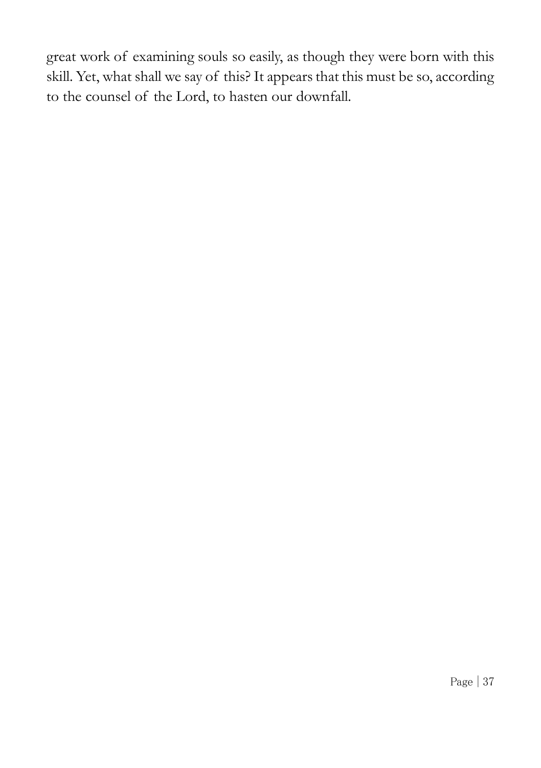great work of examining souls so easily, as though they were born with this skill. Yet, what shall we say of this? It appears that this must be so, according to the counsel of the Lord, to hasten our downfall.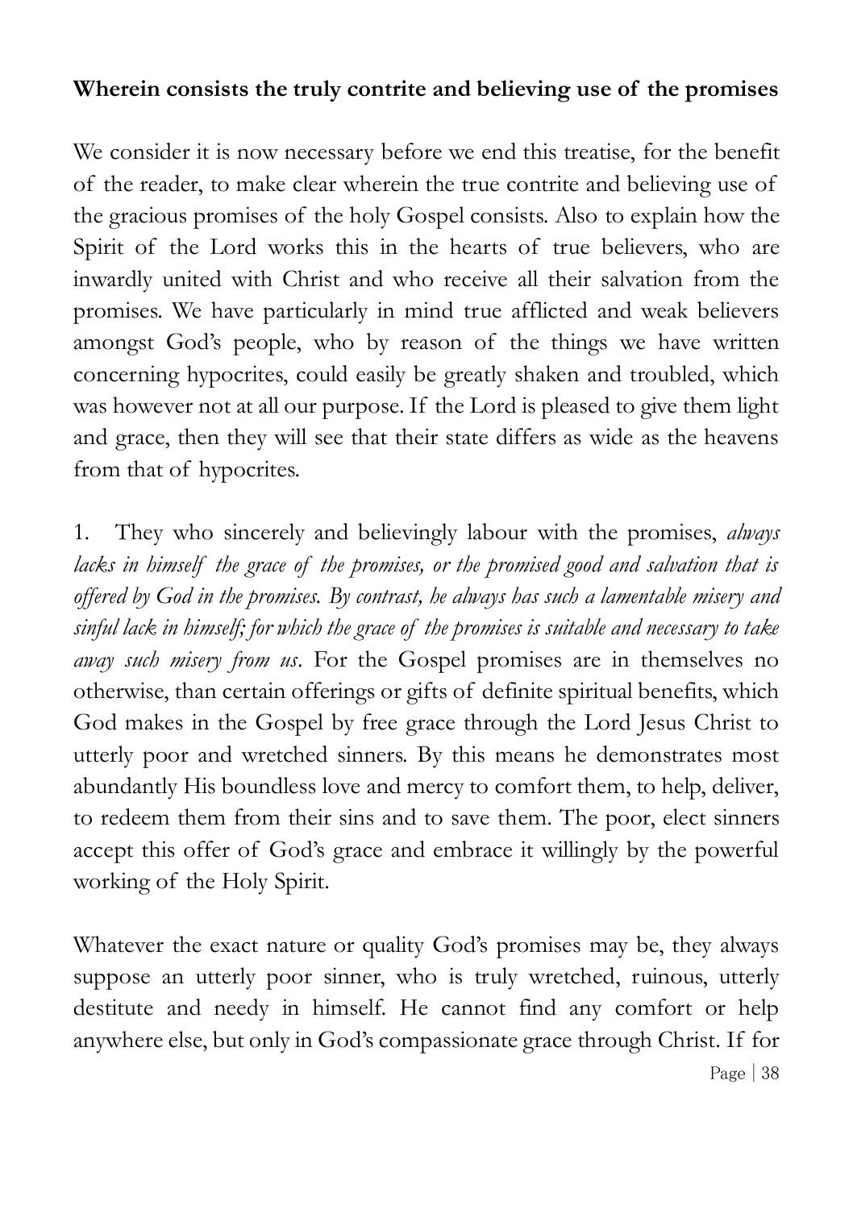**Wherein consists the truly contrite and believing use of the promises**

We consider it is now necessary before we end this treatise, for the benefit of the reader, to make clear wherein the true contrite and believing use of the gracious promises of the holy Gospel consists. Also to explain how the Spirit of the Lord works this in the hearts of true believers, who are inwardly united with Christ and who receive all their salvation from the promises. We have particularly in mind true afflicted and weak believers amongst God's people, who by reason of the things we have written concerning hypocrites, could easily be greatly shaken and troubled, which was however not at all our purpose. If the Lord is pleased to give them light and grace, then they will see that their state differs as wide as the heavens from that of hypocrites.

1. They who sincerely and believingly labour with the promises, *always lacks in himself the grace of the promises, or the promised good and salvation that is offered by God in the promises. By contrast, he always has such a lamentable misery and sinful lack in himself; for which the grace of the promises is suitable and necessary to take away such misery from us*. For the Gospel promises are in themselves no otherwise, than certain offerings or gifts of definite spiritual benefits, which God makes in the Gospel by free grace through the Lord Jesus Christ to utterly poor and wretched sinners. By this means he demonstrates most abundantly His boundless love and mercy to comfort them, to help, deliver, to redeem them from their sins and to save them. The poor, elect sinners accept this offer of God's grace and embrace it willingly by the powerful working of the Holy Spirit.

Whatever the exact nature or quality God's promises may be, they always suppose an utterly poor sinner, who is truly wretched, ruinous, utterly destitute and needy in himself. He cannot find any comfort or help anywhere else, but only in God's compassionate grace through Christ. If for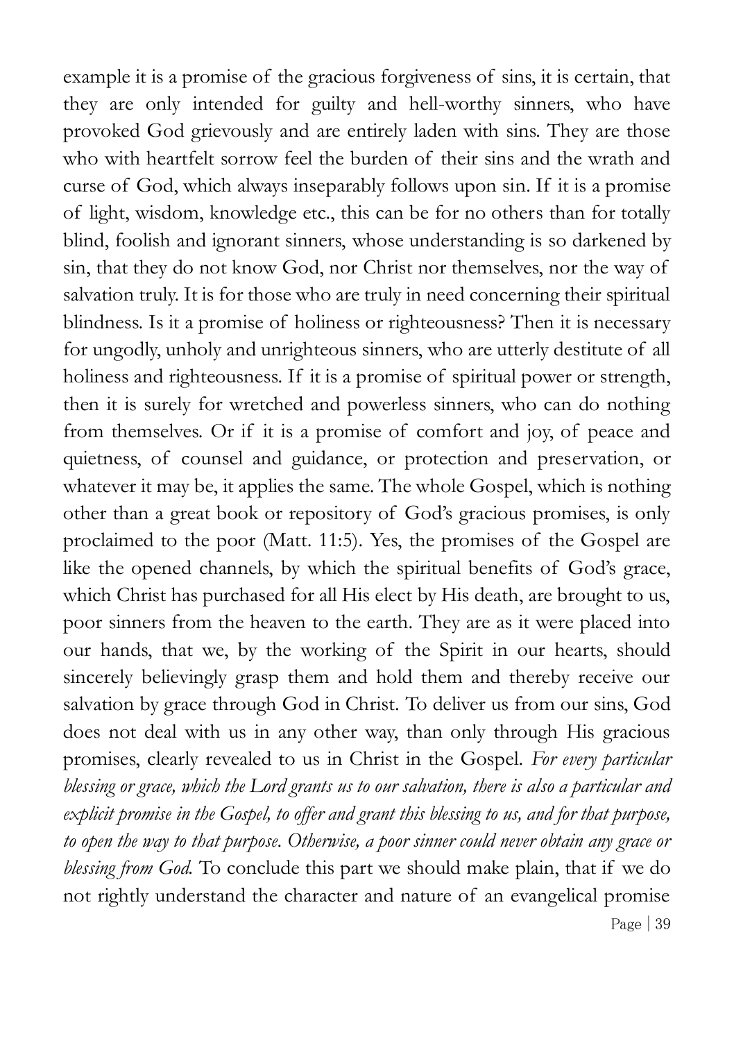example it is a promise of the gracious forgiveness of sins, it is certain, that they are only intended for guilty and hell-worthy sinners, who have provoked God grievously and are entirely laden with sins. They are those who with heartfelt sorrow feel the burden of their sins and the wrath and curse of God, which always inseparably follows upon sin. If it is a promise of light, wisdom, knowledge etc., this can be for no others than for totally blind, foolish and ignorant sinners, whose understanding is so darkened by sin, that they do not know God, nor Christ nor themselves, nor the way of salvation truly. It is for those who are truly in need concerning their spiritual blindness. Is it a promise of holiness or righteousness? Then it is necessary for ungodly, unholy and unrighteous sinners, who are utterly destitute of all holiness and righteousness. If it is a promise of spiritual power or strength, then it is surely for wretched and powerless sinners, who can do nothing from themselves. Or if it is a promise of comfort and joy, of peace and quietness, of counsel and guidance, or protection and preservation, or whatever it may be, it applies the same. The whole Gospel, which is nothing other than a great book or repository of God's gracious promises, is only proclaimed to the poor (Matt. 11:5). Yes, the promises of the Gospel are like the opened channels, by which the spiritual benefits of God's grace, which Christ has purchased for all His elect by His death, are brought to us, poor sinners from the heaven to the earth. They are as it were placed into our hands, that we, by the working of the Spirit in our hearts, should sincerely believingly grasp them and hold them and thereby receive our salvation by grace through God in Christ. To deliver us from our sins, God does not deal with us in any other way, than only through His gracious promises, clearly revealed to us in Christ in the Gospel. *For every particular blessing or grace, which the Lord grants us to our salvation, there is also a particular and explicit promise in the Gospel, to offer and grant this blessing to us, and for that purpose, to open the way to that purpose. Otherwise, a poor sinner could never obtain any grace or blessing from God.* To conclude this part we should make plain, that if we do not rightly understand the character and nature of an evangelical promise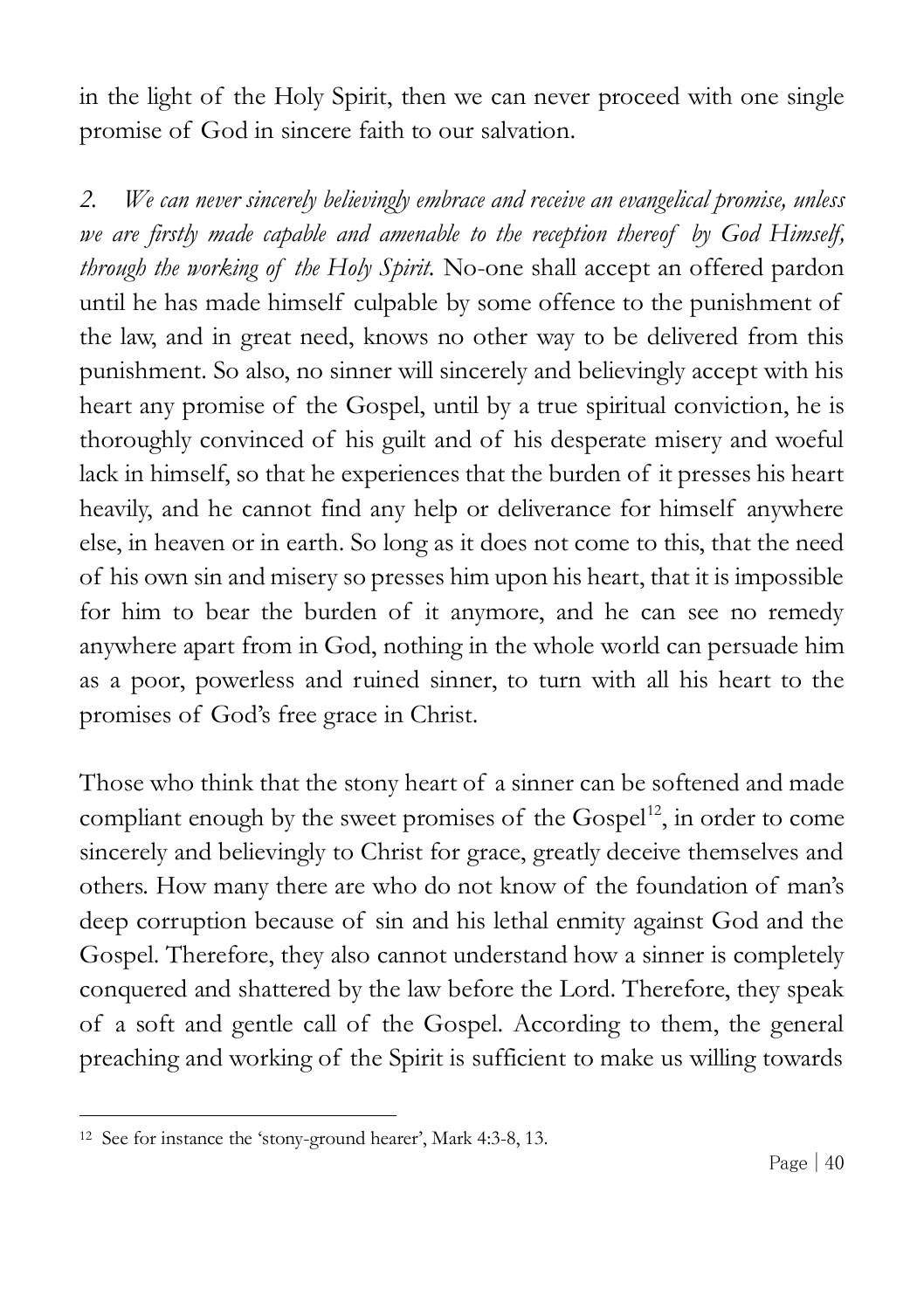in the light of the Holy Spirit, then we can never proceed with one single promise of God in sincere faith to our salvation.

*2. We can never sincerely believingly embrace and receive an evangelical promise, unless we are firstly made capable and amenable to the reception thereof by God Himself, through the working of the Holy Spirit.* No-one shall accept an offered pardon until he has made himself culpable by some offence to the punishment of the law, and in great need, knows no other way to be delivered from this punishment. So also, no sinner will sincerely and believingly accept with his heart any promise of the Gospel, until by a true spiritual conviction, he is thoroughly convinced of his guilt and of his desperate misery and woeful lack in himself, so that he experiences that the burden of it presses his heart heavily, and he cannot find any help or deliverance for himself anywhere else, in heaven or in earth. So long as it does not come to this, that the need of his own sin and misery so presses him upon his heart, that it is impossible for him to bear the burden of it anymore, and he can see no remedy anywhere apart from in God, nothing in the whole world can persuade him as a poor, powerless and ruined sinner, to turn with all his heart to the promises of God's free grace in Christ.

Those who think that the stony heart of a sinner can be softened and made compliant enough by the sweet promises of the Gospel[12], in order to come sincerely and believingly to Christ for grace, greatly deceive themselves and others. How many there are who do not know of the foundation of man's deep corruption because of sin and his lethal enmity against God and the Gospel. Therefore, they also cannot understand how a sinner is completely conquered and shattered by the law before the Lord. Therefore, they speak of a soft and gentle call of the Gospel. According to them, the general preaching and working of the Spirit is sufficient to make us willing towards

[12] See for instance the 'stony-ground hearer', Mark 4:3-8, 13.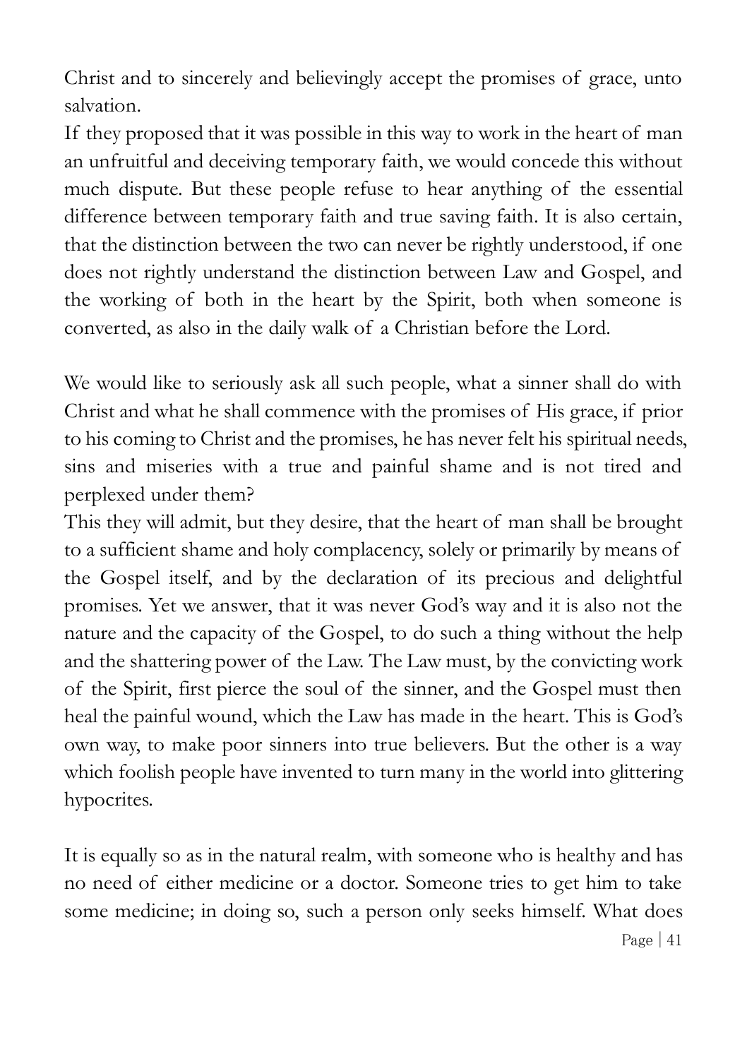Christ and to sincerely and believingly accept the promises of grace, unto salvation.

If they proposed that it was possible in this way to work in the heart of man an unfruitful and deceiving temporary faith, we would concede this without much dispute. But these people refuse to hear anything of the essential difference between temporary faith and true saving faith. It is also certain, that the distinction between the two can never be rightly understood, if one does not rightly understand the distinction between Law and Gospel, and the working of both in the heart by the Spirit, both when someone is converted, as also in the daily walk of a Christian before the Lord.

We would like to seriously ask all such people, what a sinner shall do with Christ and what he shall commence with the promises of His grace, if prior to his coming to Christ and the promises, he has never felt his spiritual needs, sins and miseries with a true and painful shame and is not tired and perplexed under them?

This they will admit, but they desire, that the heart of man shall be brought to a sufficient shame and holy complacency, solely or primarily by means of the Gospel itself, and by the declaration of its precious and delightful promises. Yet we answer, that it was never God's way and it is also not the nature and the capacity of the Gospel, to do such a thing without the help and the shattering power of the Law. The Law must, by the convicting work of the Spirit, first pierce the soul of the sinner, and the Gospel must then heal the painful wound, which the Law has made in the heart. This is God's own way, to make poor sinners into true believers. But the other is a way which foolish people have invented to turn many in the world into glittering hypocrites.

It is equally so as in the natural realm, with someone who is healthy and has no need of either medicine or a doctor. Someone tries to get him to take some medicine; in doing so, such a person only seeks himself. What does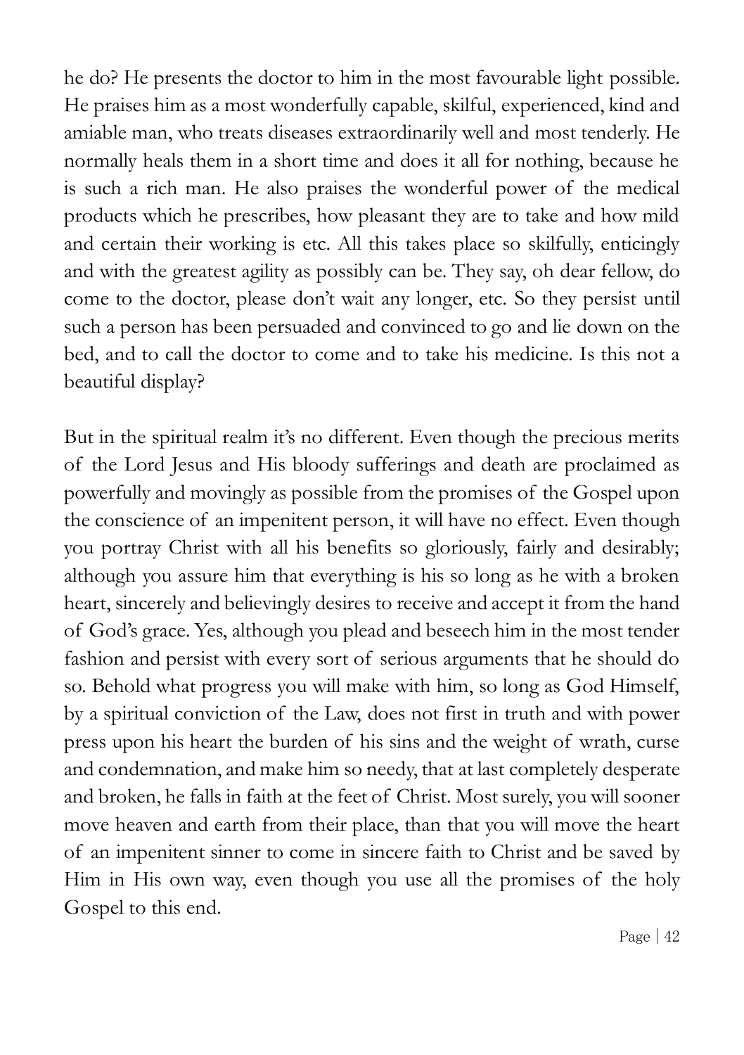he do? He presents the doctor to him in the most favourable light possible. He praises him as a most wonderfully capable, skilful, experienced, kind and amiable man, who treats diseases extraordinarily well and most tenderly. He normally heals them in a short time and does it all for nothing, because he is such a rich man. He also praises the wonderful power of the medical products which he prescribes, how pleasant they are to take and how mild and certain their working is etc. All this takes place so skilfully, enticingly and with the greatest agility as possibly can be. They say, oh dear fellow, do come to the doctor, please don't wait any longer, etc. So they persist until such a person has been persuaded and convinced to go and lie down on the bed, and to call the doctor to come and to take his medicine. Is this not a beautiful display?

But in the spiritual realm it's no different. Even though the precious merits of the Lord Jesus and His bloody sufferings and death are proclaimed as powerfully and movingly as possible from the promises of the Gospel upon the conscience of an impenitent person, it will have no effect. Even though you portray Christ with all his benefits so gloriously, fairly and desirably; although you assure him that everything is his so long as he with a broken heart, sincerely and believingly desires to receive and accept it from the hand of God's grace. Yes, although you plead and beseech him in the most tender fashion and persist with every sort of serious arguments that he should do so. Behold what progress you will make with him, so long as God Himself, by a spiritual conviction of the Law, does not first in truth and with power press upon his heart the burden of his sins and the weight of wrath, curse and condemnation, and make him so needy, that at last completely desperate and broken, he falls in faith at the feet of Christ. Most surely, you will sooner move heaven and earth from their place, than that you will move the heart of an impenitent sinner to come in sincere faith to Christ and be saved by Him in His own way, even though you use all the promises of the holy Gospel to this end.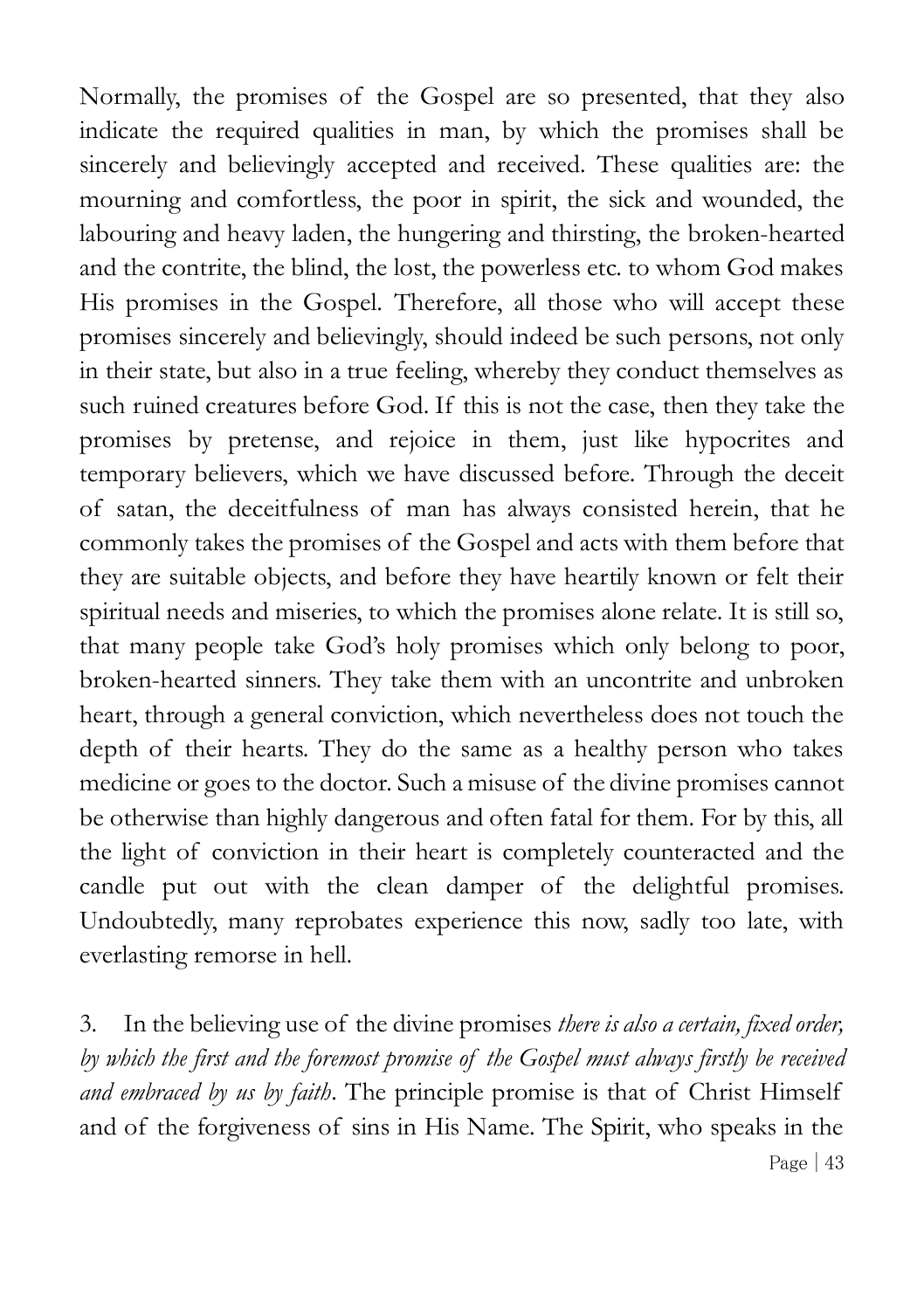Normally, the promises of the Gospel are so presented, that they also indicate the required qualities in man, by which the promises shall be sincerely and believingly accepted and received. These qualities are: the mourning and comfortless, the poor in spirit, the sick and wounded, the labouring and heavy laden, the hungering and thirsting, the broken-hearted and the contrite, the blind, the lost, the powerless etc. to whom God makes His promises in the Gospel. Therefore, all those who will accept these promises sincerely and believingly, should indeed be such persons, not only in their state, but also in a true feeling, whereby they conduct themselves as such ruined creatures before God. If this is not the case, then they take the promises by pretense, and rejoice in them, just like hypocrites and temporary believers, which we have discussed before. Through the deceit of satan, the deceitfulness of man has always consisted herein, that he commonly takes the promises of the Gospel and acts with them before that they are suitable objects, and before they have heartily known or felt their spiritual needs and miseries, to which the promises alone relate. It is still so, that many people take God's holy promises which only belong to poor, broken-hearted sinners. They take them with an uncontrite and unbroken heart, through a general conviction, which nevertheless does not touch the depth of their hearts. They do the same as a healthy person who takes medicine or goes to the doctor. Such a misuse of the divine promises cannot be otherwise than highly dangerous and often fatal for them. For by this, all the light of conviction in their heart is completely counteracted and the candle put out with the clean damper of the delightful promises. Undoubtedly, many reprobates experience this now, sadly too late, with everlasting remorse in hell.

3. In the believing use of the divine promises *there is also a certain, fixed order, by which the first and the foremost promise of the Gospel must always firstly be received and embraced by us by faith*. The principle promise is that of Christ Himself and of the forgiveness of sins in His Name. The Spirit, who speaks in the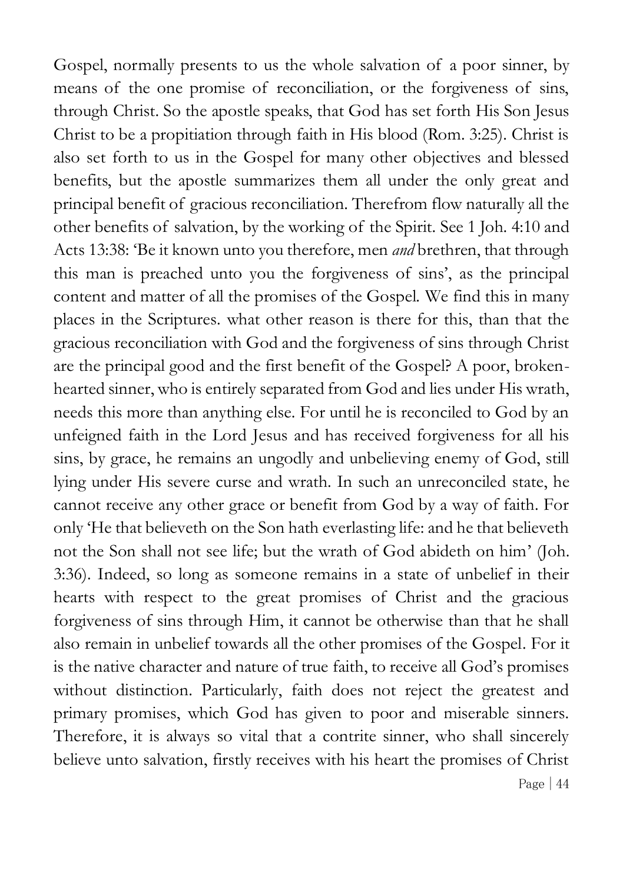Gospel, normally presents to us the whole salvation of a poor sinner, by means of the one promise of reconciliation, or the forgiveness of sins, through Christ. So the apostle speaks, that God has set forth His Son Jesus Christ to be a propitiation through faith in His blood (Rom. 3:25). Christ is also set forth to us in the Gospel for many other objectives and blessed benefits, but the apostle summarizes them all under the only great and principal benefit of gracious reconciliation. Therefrom flow naturally all the other benefits of salvation, by the working of the Spirit. See 1 Joh. 4:10 and Acts 13:38: 'Be it known unto you therefore, men *and* brethren, that through this man is preached unto you the forgiveness of sins', as the principal content and matter of all the promises of the Gospel. We find this in many places in the Scriptures. what other reason is there for this, than that the gracious reconciliation with God and the forgiveness of sins through Christ are the principal good and the first benefit of the Gospel? A poor, broken-hearted sinner, who is entirely separated from God and lies under His wrath, needs this more than anything else. For until he is reconciled to God by an unfeigned faith in the Lord Jesus and has received forgiveness for all his sins, by grace, he remains an ungodly and unbelieving enemy of God, still lying under His severe curse and wrath. In such an unreconciled state, he cannot receive any other grace or benefit from God by a way of faith. For only 'He that believeth on the Son hath everlasting life: and he that believeth not the Son shall not see life; but the wrath of God abideth on him' (Joh. 3:36). Indeed, so long as someone remains in a state of unbelief in their hearts with respect to the great promises of Christ and the gracious forgiveness of sins through Him, it cannot be otherwise than that he shall also remain in unbelief towards all the other promises of the Gospel. For it is the native character and nature of true faith, to receive all God's promises without distinction. Particularly, faith does not reject the greatest and primary promises, which God has given to poor and miserable sinners. Therefore, it is always so vital that a contrite sinner, who shall sincerely believe unto salvation, firstly receives with his heart the promises of Christ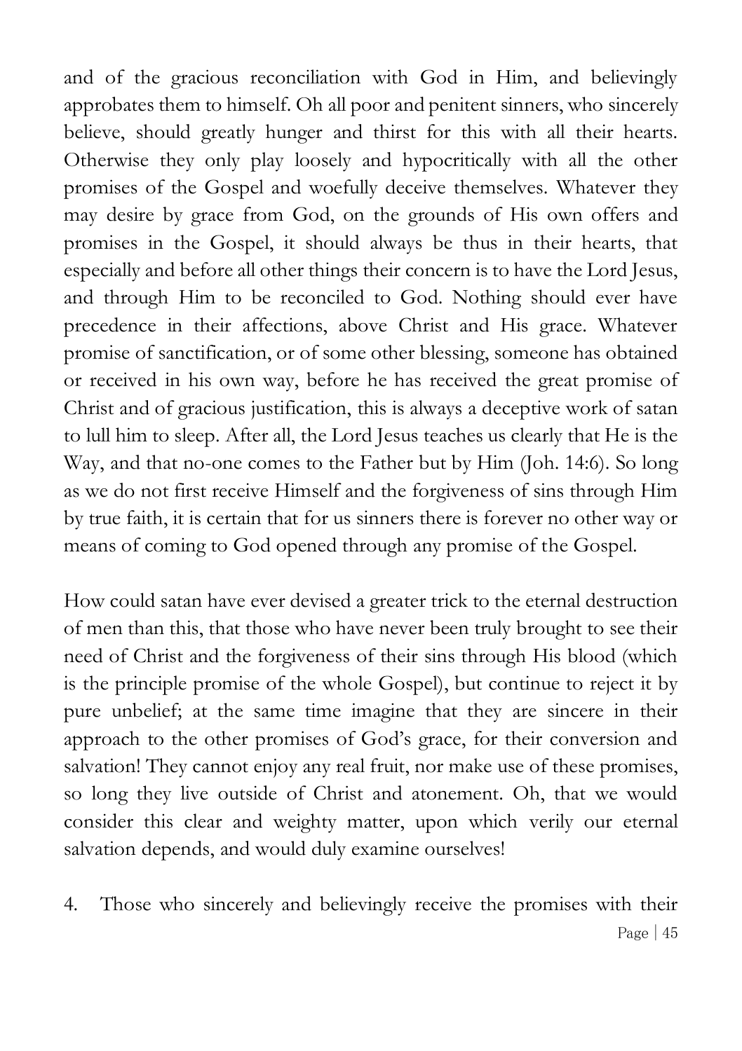and of the gracious reconciliation with God in Him, and believingly approbates them to himself. Oh all poor and penitent sinners, who sincerely believe, should greatly hunger and thirst for this with all their hearts. Otherwise they only play loosely and hypocritically with all the other promises of the Gospel and woefully deceive themselves. Whatever they may desire by grace from God, on the grounds of His own offers and promises in the Gospel, it should always be thus in their hearts, that especially and before all other things their concern is to have the Lord Jesus, and through Him to be reconciled to God. Nothing should ever have precedence in their affections, above Christ and His grace. Whatever promise of sanctification, or of some other blessing, someone has obtained or received in his own way, before he has received the great promise of Christ and of gracious justification, this is always a deceptive work of satan to lull him to sleep. After all, the Lord Jesus teaches us clearly that He is the Way, and that no-one comes to the Father but by Him (Joh. 14:6). So long as we do not first receive Himself and the forgiveness of sins through Him by true faith, it is certain that for us sinners there is forever no other way or means of coming to God opened through any promise of the Gospel.

How could satan have ever devised a greater trick to the eternal destruction of men than this, that those who have never been truly brought to see their need of Christ and the forgiveness of their sins through His blood (which is the principle promise of the whole Gospel), but continue to reject it by pure unbelief; at the same time imagine that they are sincere in their approach to the other promises of God's grace, for their conversion and salvation! They cannot enjoy any real fruit, nor make use of these promises, so long they live outside of Christ and atonement. Oh, that we would consider this clear and weighty matter, upon which verily our eternal salvation depends, and would duly examine ourselves!

4. Those who sincerely and believingly receive the promises with their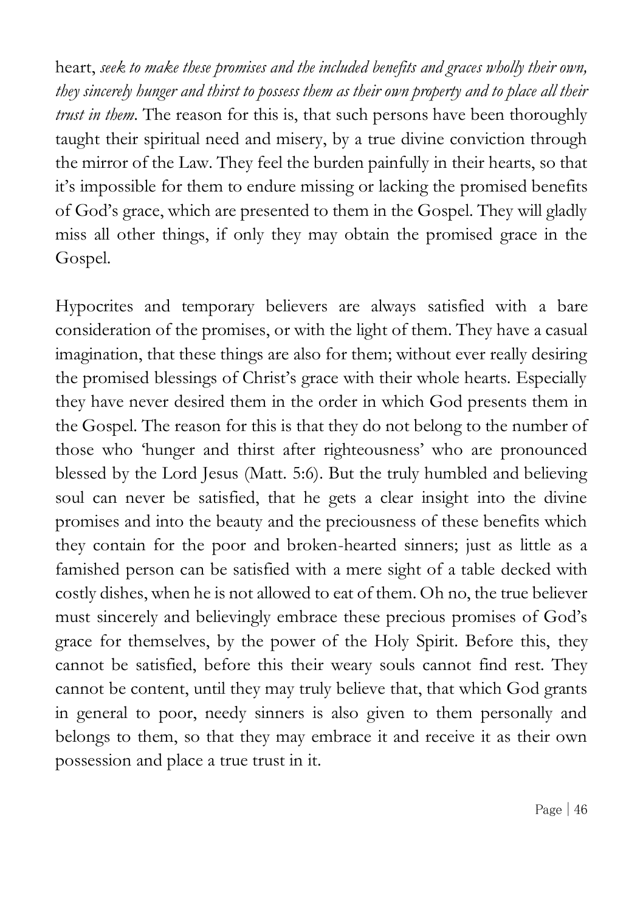heart, *seek to make these promises and the included benefits and graces wholly their own, they sincerely hunger and thirst to possess them as their own property and to place all their trust in them*. The reason for this is, that such persons have been thoroughly taught their spiritual need and misery, by a true divine conviction through the mirror of the Law. They feel the burden painfully in their hearts, so that it's impossible for them to endure missing or lacking the promised benefits of God's grace, which are presented to them in the Gospel. They will gladly miss all other things, if only they may obtain the promised grace in the Gospel.

Hypocrites and temporary believers are always satisfied with a bare consideration of the promises, or with the light of them. They have a casual imagination, that these things are also for them; without ever really desiring the promised blessings of Christ's grace with their whole hearts. Especially they have never desired them in the order in which God presents them in the Gospel. The reason for this is that they do not belong to the number of those who 'hunger and thirst after righteousness' who are pronounced blessed by the Lord Jesus (Matt. 5:6). But the truly humbled and believing soul can never be satisfied, that he gets a clear insight into the divine promises and into the beauty and the preciousness of these benefits which they contain for the poor and broken-hearted sinners; just as little as a famished person can be satisfied with a mere sight of a table decked with costly dishes, when he is not allowed to eat of them. Oh no, the true believer must sincerely and believingly embrace these precious promises of God's grace for themselves, by the power of the Holy Spirit. Before this, they cannot be satisfied, before this their weary souls cannot find rest. They cannot be content, until they may truly believe that, that which God grants in general to poor, needy sinners is also given to them personally and belongs to them, so that they may embrace it and receive it as their own possession and place a true trust in it.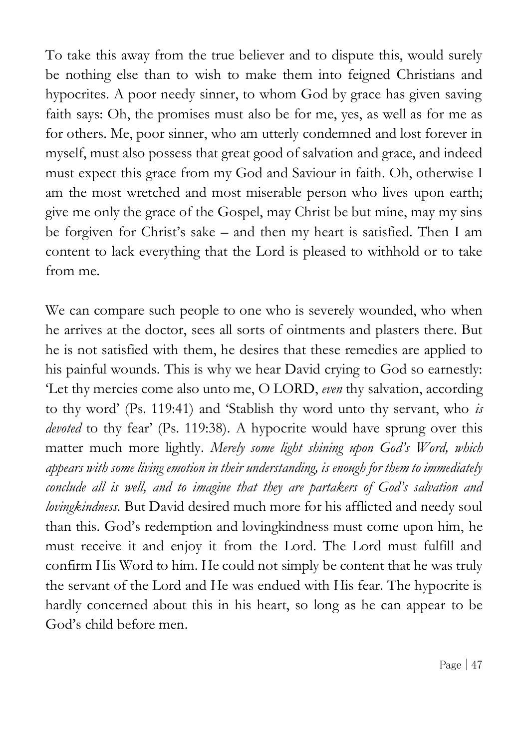To take this away from the true believer and to dispute this, would surely be nothing else than to wish to make them into feigned Christians and hypocrites. A poor needy sinner, to whom God by grace has given saving faith says: Oh, the promises must also be for me, yes, as well as for me as for others. Me, poor sinner, who am utterly condemned and lost forever in myself, must also possess that great good of salvation and grace, and indeed must expect this grace from my God and Saviour in faith. Oh, otherwise I am the most wretched and most miserable person who lives upon earth; give me only the grace of the Gospel, may Christ be but mine, may my sins be forgiven for Christ's sake – and then my heart is satisfied. Then I am content to lack everything that the Lord is pleased to withhold or to take from me.

We can compare such people to one who is severely wounded, who when he arrives at the doctor, sees all sorts of ointments and plasters there. But he is not satisfied with them, he desires that these remedies are applied to his painful wounds. This is why we hear David crying to God so earnestly: 'Let thy mercies come also unto me, O LORD, *even* thy salvation, according to thy word' (Ps. 119:41) and 'Stablish thy word unto thy servant, who *is devoted* to thy fear' (Ps. 119:38). A hypocrite would have sprung over this matter much more lightly. *Merely some light shining upon God's Word, which appears with some living emotion in their understanding, is enough for them to immediately conclude all is well, and to imagine that they are partakers of God's salvation and lovingkindness.* But David desired much more for his afflicted and needy soul than this. God's redemption and lovingkindness must come upon him, he must receive it and enjoy it from the Lord. The Lord must fulfill and confirm His Word to him. He could not simply be content that he was truly the servant of the Lord and He was endued with His fear. The hypocrite is hardly concerned about this in his heart, so long as he can appear to be God's child before men.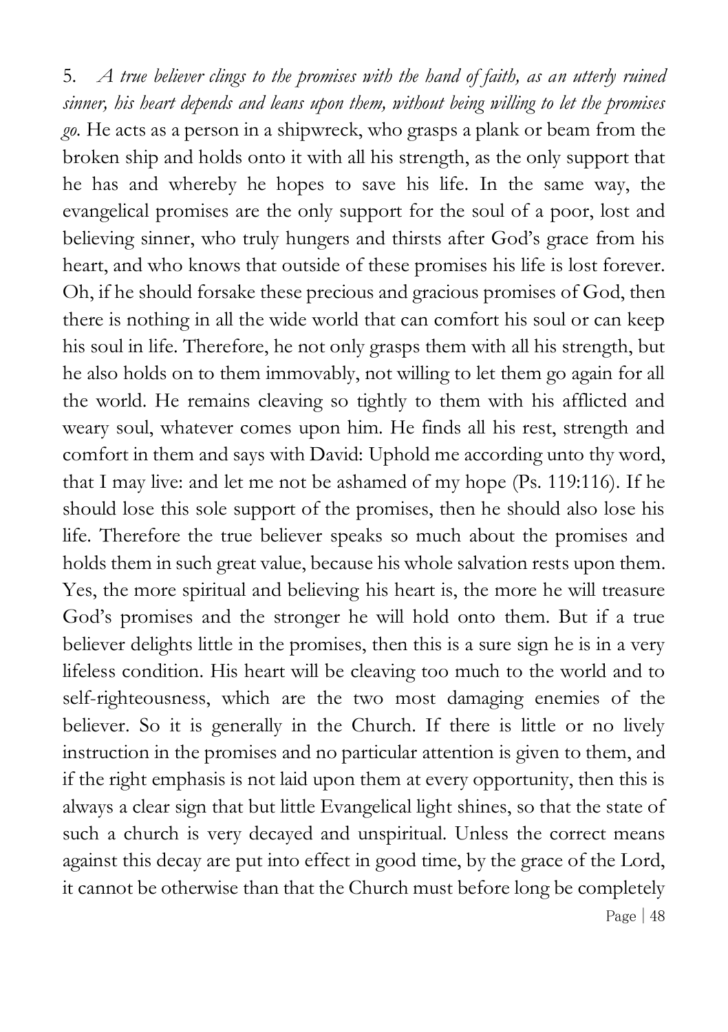5. *A true believer clings to the promises with the hand of faith, as an utterly ruined sinner, his heart depends and leans upon them, without being willing to let the promises go.* He acts as a person in a shipwreck, who grasps a plank or beam from the broken ship and holds onto it with all his strength, as the only support that he has and whereby he hopes to save his life. In the same way, the evangelical promises are the only support for the soul of a poor, lost and believing sinner, who truly hungers and thirsts after God's grace from his heart, and who knows that outside of these promises his life is lost forever. Oh, if he should forsake these precious and gracious promises of God, then there is nothing in all the wide world that can comfort his soul or can keep his soul in life. Therefore, he not only grasps them with all his strength, but he also holds on to them immovably, not willing to let them go again for all the world. He remains cleaving so tightly to them with his afflicted and weary soul, whatever comes upon him. He finds all his rest, strength and comfort in them and says with David: Uphold me according unto thy word, that I may live: and let me not be ashamed of my hope (Ps. 119:116). If he should lose this sole support of the promises, then he should also lose his life. Therefore the true believer speaks so much about the promises and holds them in such great value, because his whole salvation rests upon them. Yes, the more spiritual and believing his heart is, the more he will treasure God's promises and the stronger he will hold onto them. But if a true believer delights little in the promises, then this is a sure sign he is in a very lifeless condition. His heart will be cleaving too much to the world and to self-righteousness, which are the two most damaging enemies of the believer. So it is generally in the Church. If there is little or no lively instruction in the promises and no particular attention is given to them, and if the right emphasis is not laid upon them at every opportunity, then this is always a clear sign that but little Evangelical light shines, so that the state of such a church is very decayed and unspiritual. Unless the correct means against this decay are put into effect in good time, by the grace of the Lord, it cannot be otherwise than that the Church must before long be completely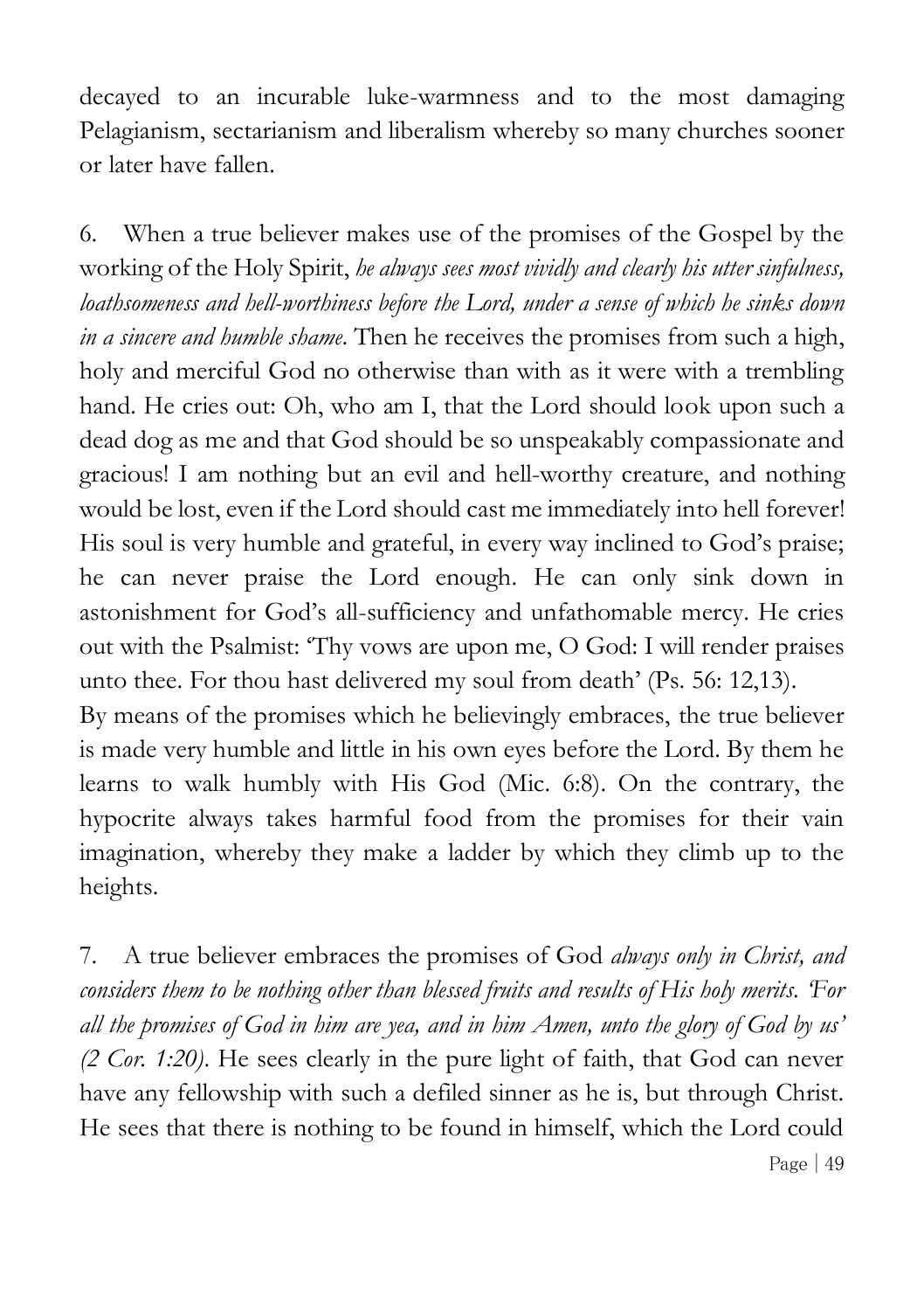decayed to an incurable luke-warmness and to the most damaging Pelagianism, sectarianism and liberalism whereby so many churches sooner or later have fallen.

6. When a true believer makes use of the promises of the Gospel by the working of the Holy Spirit, *he always sees most vividly and clearly his utter sinfulness, loathsomeness and hell-worthiness before the Lord, under a sense of which he sinks down in a sincere and humble shame.* Then he receives the promises from such a high, holy and merciful God no otherwise than with as it were with a trembling hand. He cries out: Oh, who am I, that the Lord should look upon such a dead dog as me and that God should be so unspeakably compassionate and gracious! I am nothing but an evil and hell-worthy creature, and nothing would be lost, even if the Lord should cast me immediately into hell forever! His soul is very humble and grateful, in every way inclined to God's praise; he can never praise the Lord enough. He can only sink down in astonishment for God's all-sufficiency and unfathomable mercy. He cries out with the Psalmist: 'Thy vows are upon me, O God: I will render praises unto thee. For thou hast delivered my soul from death' (Ps. 56: 12,13).
By means of the promises which he believingly embraces, the true believer is made very humble and little in his own eyes before the Lord. By them he learns to walk humbly with His God (Mic. 6:8). On the contrary, the hypocrite always takes harmful food from the promises for their vain imagination, whereby they make a ladder by which they climb up to the heights.

7. A true believer embraces the promises of God *always only in Christ, and considers them to be nothing other than blessed fruits and results of His holy merits. 'For all the promises of God in him are yea, and in him Amen, unto the glory of God by us' (2 Cor. 1:20).* He sees clearly in the pure light of faith, that God can never have any fellowship with such a defiled sinner as he is, but through Christ. He sees that there is nothing to be found in himself, which the Lord could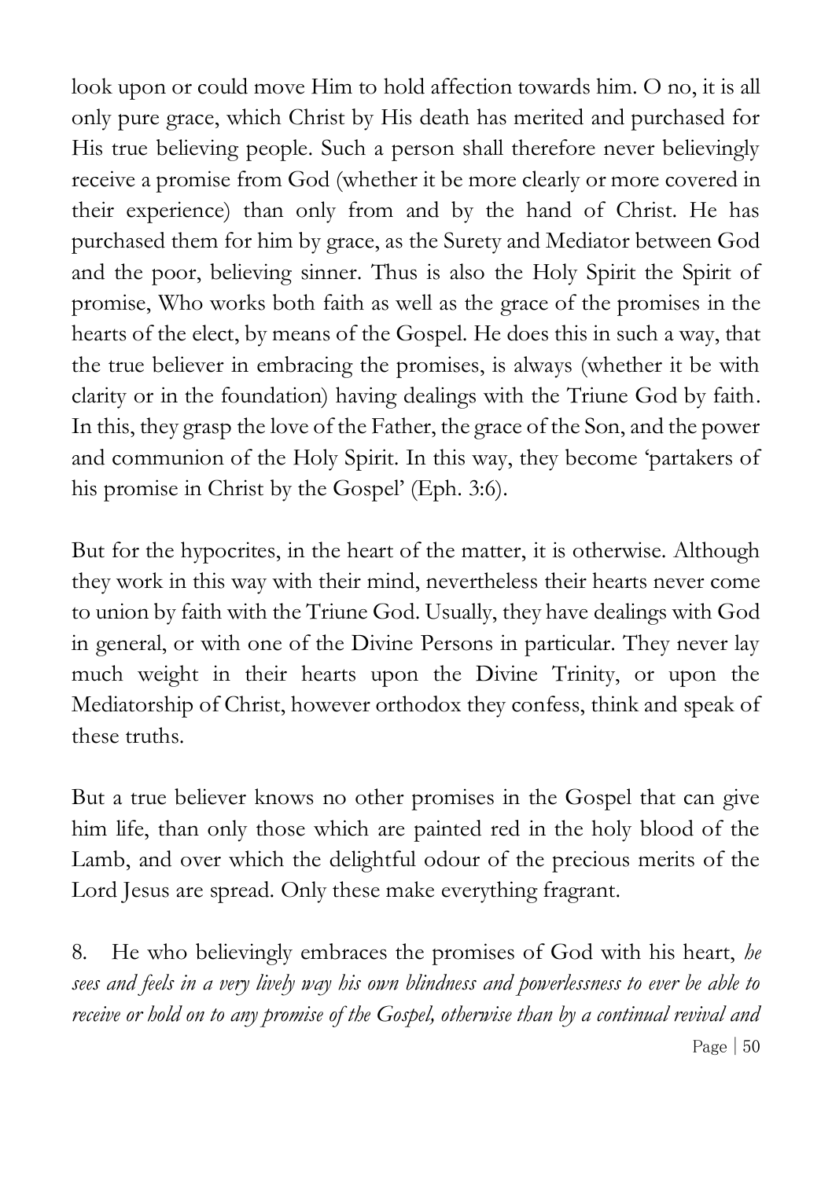look upon or could move Him to hold affection towards him. O no, it is all only pure grace, which Christ by His death has merited and purchased for His true believing people. Such a person shall therefore never believingly receive a promise from God (whether it be more clearly or more covered in their experience) than only from and by the hand of Christ. He has purchased them for him by grace, as the Surety and Mediator between God and the poor, believing sinner. Thus is also the Holy Spirit the Spirit of promise, Who works both faith as well as the grace of the promises in the hearts of the elect, by means of the Gospel. He does this in such a way, that the true believer in embracing the promises, is always (whether it be with clarity or in the foundation) having dealings with the Triune God by faith. In this, they grasp the love of the Father, the grace of the Son, and the power and communion of the Holy Spirit. In this way, they become 'partakers of his promise in Christ by the Gospel' (Eph. 3:6).

But for the hypocrites, in the heart of the matter, it is otherwise. Although they work in this way with their mind, nevertheless their hearts never come to union by faith with the Triune God. Usually, they have dealings with God in general, or with one of the Divine Persons in particular. They never lay much weight in their hearts upon the Divine Trinity, or upon the Mediatorship of Christ, however orthodox they confess, think and speak of these truths.

But a true believer knows no other promises in the Gospel that can give him life, than only those which are painted red in the holy blood of the Lamb, and over which the delightful odour of the precious merits of the Lord Jesus are spread. Only these make everything fragrant.

8. He who believingly embraces the promises of God with his heart, *he sees and feels in a very lively way his own blindness and powerlessness to ever be able to receive or hold on to any promise of the Gospel, otherwise than by a continual revival and*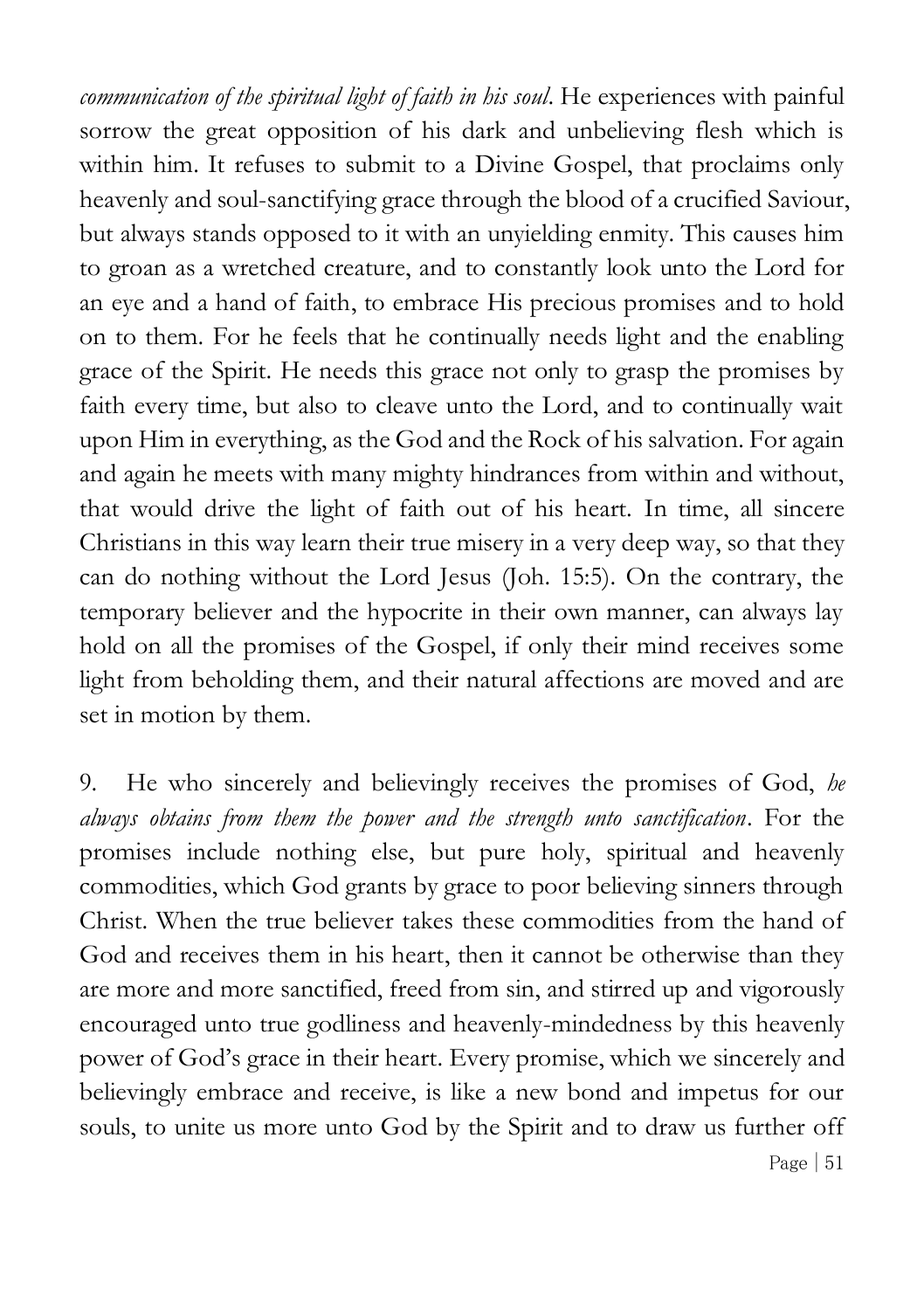*communication of the spiritual light of faith in his soul*. He experiences with painful sorrow the great opposition of his dark and unbelieving flesh which is within him. It refuses to submit to a Divine Gospel, that proclaims only heavenly and soul-sanctifying grace through the blood of a crucified Saviour, but always stands opposed to it with an unyielding enmity. This causes him to groan as a wretched creature, and to constantly look unto the Lord for an eye and a hand of faith, to embrace His precious promises and to hold on to them. For he feels that he continually needs light and the enabling grace of the Spirit. He needs this grace not only to grasp the promises by faith every time, but also to cleave unto the Lord, and to continually wait upon Him in everything, as the God and the Rock of his salvation. For again and again he meets with many mighty hindrances from within and without, that would drive the light of faith out of his heart. In time, all sincere Christians in this way learn their true misery in a very deep way, so that they can do nothing without the Lord Jesus (Joh. 15:5). On the contrary, the temporary believer and the hypocrite in their own manner, can always lay hold on all the promises of the Gospel, if only their mind receives some light from beholding them, and their natural affections are moved and are set in motion by them.

9. He who sincerely and believingly receives the promises of God, *he always obtains from them the power and the strength unto sanctification*. For the promises include nothing else, but pure holy, spiritual and heavenly commodities, which God grants by grace to poor believing sinners through Christ. When the true believer takes these commodities from the hand of God and receives them in his heart, then it cannot be otherwise than they are more and more sanctified, freed from sin, and stirred up and vigorously encouraged unto true godliness and heavenly-mindedness by this heavenly power of God's grace in their heart. Every promise, which we sincerely and believingly embrace and receive, is like a new bond and impetus for our souls, to unite us more unto God by the Spirit and to draw us further off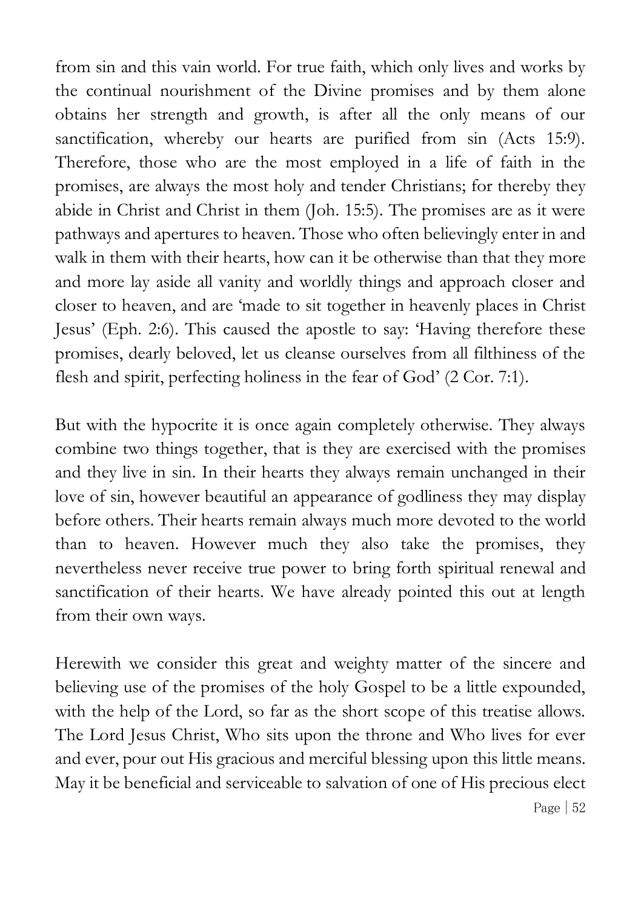from sin and this vain world. For true faith, which only lives and works by the continual nourishment of the Divine promises and by them alone obtains her strength and growth, is after all the only means of our sanctification, whereby our hearts are purified from sin (Acts 15:9). Therefore, those who are the most employed in a life of faith in the promises, are always the most holy and tender Christians; for thereby they abide in Christ and Christ in them (Joh. 15:5). The promises are as it were pathways and apertures to heaven. Those who often believingly enter in and walk in them with their hearts, how can it be otherwise than that they more and more lay aside all vanity and worldly things and approach closer and closer to heaven, and are 'made to sit together in heavenly places in Christ Jesus' (Eph. 2:6). This caused the apostle to say: 'Having therefore these promises, dearly beloved, let us cleanse ourselves from all filthiness of the flesh and spirit, perfecting holiness in the fear of God' (2 Cor. 7:1).

But with the hypocrite it is once again completely otherwise. They always combine two things together, that is they are exercised with the promises and they live in sin. In their hearts they always remain unchanged in their love of sin, however beautiful an appearance of godliness they may display before others. Their hearts remain always much more devoted to the world than to heaven. However much they also take the promises, they nevertheless never receive true power to bring forth spiritual renewal and sanctification of their hearts. We have already pointed this out at length from their own ways.

Herewith we consider this great and weighty matter of the sincere and believing use of the promises of the holy Gospel to be a little expounded, with the help of the Lord, so far as the short scope of this treatise allows. The Lord Jesus Christ, Who sits upon the throne and Who lives for ever and ever, pour out His gracious and merciful blessing upon this little means. May it be beneficial and serviceable to salvation of one of His precious elect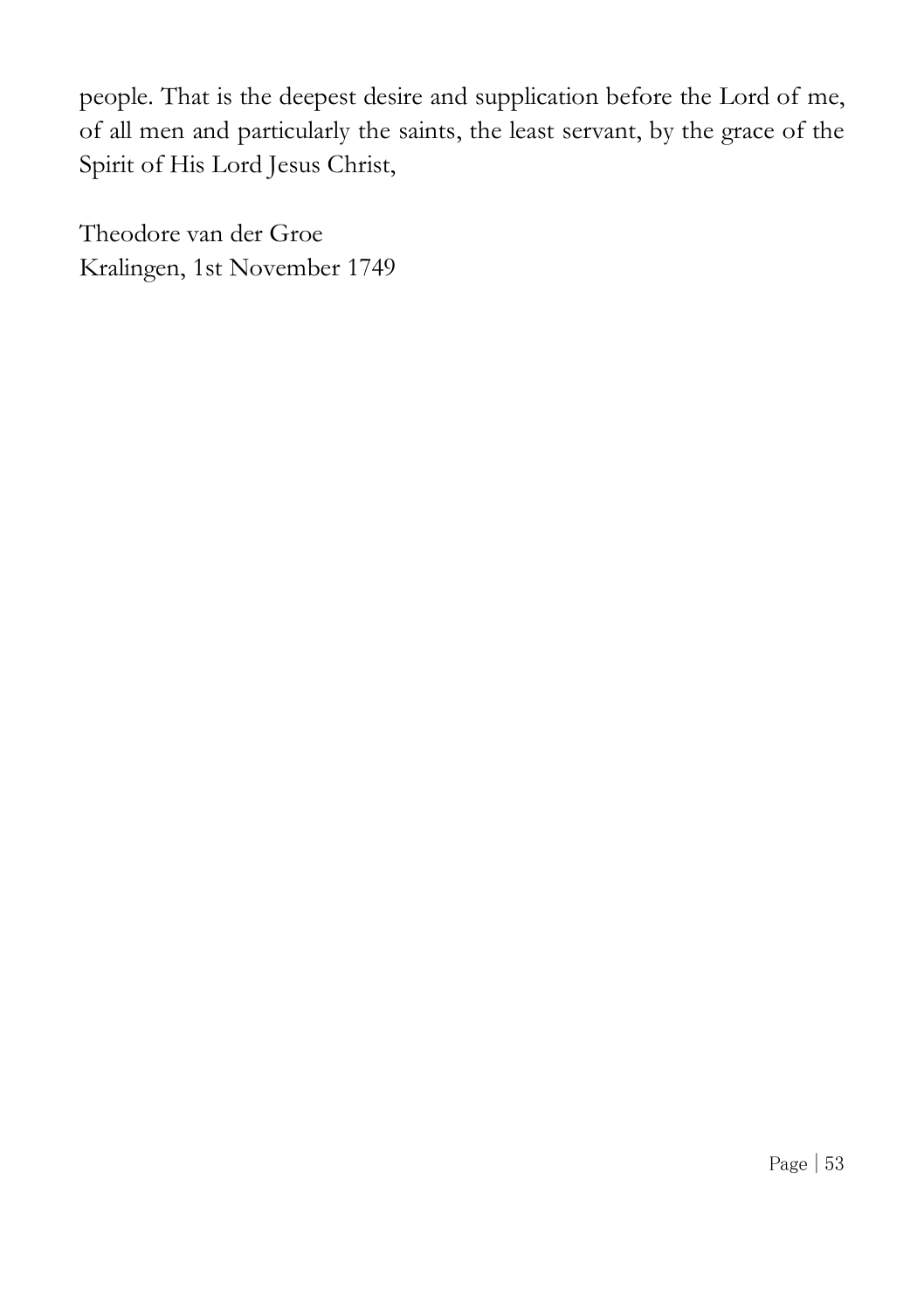people. That is the deepest desire and supplication before the Lord of me, of all men and particularly the saints, the least servant, by the grace of the Spirit of His Lord Jesus Christ,

Theodore van der Groe
Kralingen, 1st November 1749